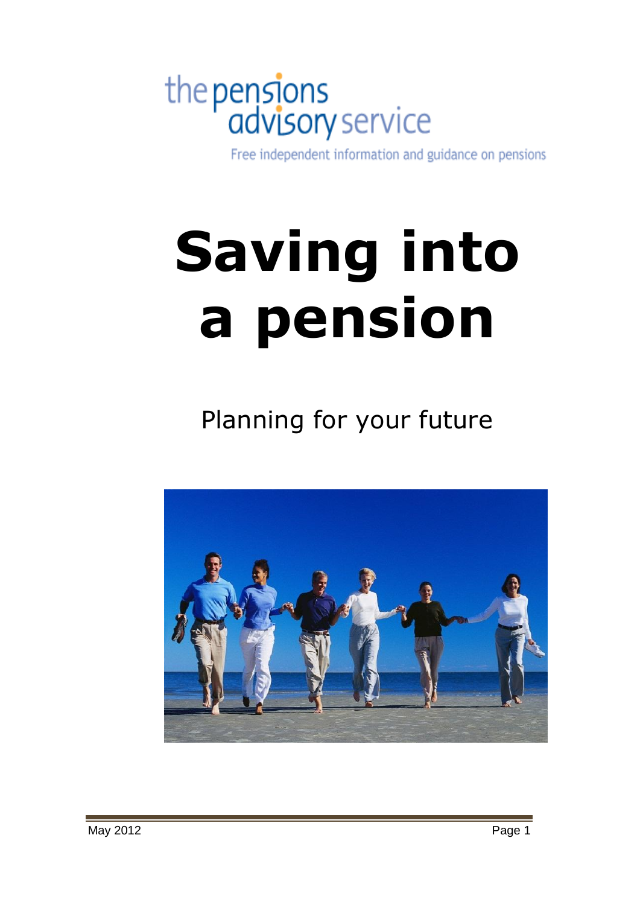the pensions advisory service

Free independent information and guidance on pensions

# Saving into a pension

Planning for your future

May 2012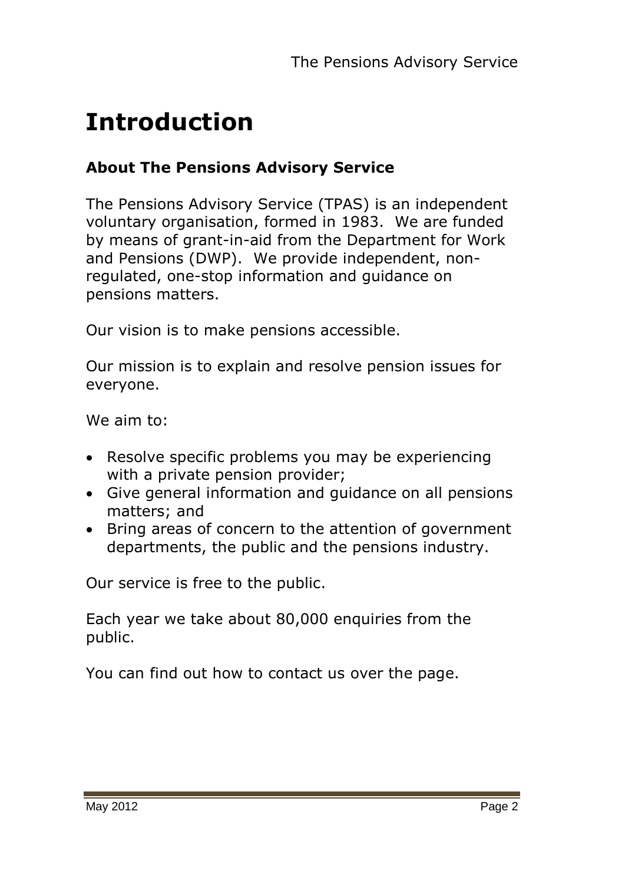# Introduction

### About The Pensions Advisory Service

The Pensions Advisory Service (TPAS) is an independent voluntary organisation, formed in 1983. We are funded by means of grant-in-aid from the Department for Work and Pensions (DWP). We provide independent, non-regulated, one-stop information and guidance on pensions matters.

Our vision is to make pensions accessible.

Our mission is to explain and resolve pension issues for everyone.

We aim to:

- Resolve specific problems you may be experiencing with a private pension provider;
- Give general information and guidance on all pensions matters; and
- Bring areas of concern to the attention of government departments, the public and the pensions industry.

Our service is free to the public.

Each year we take about 80,000 enquiries from the public.

You can find out how to contact us over the page.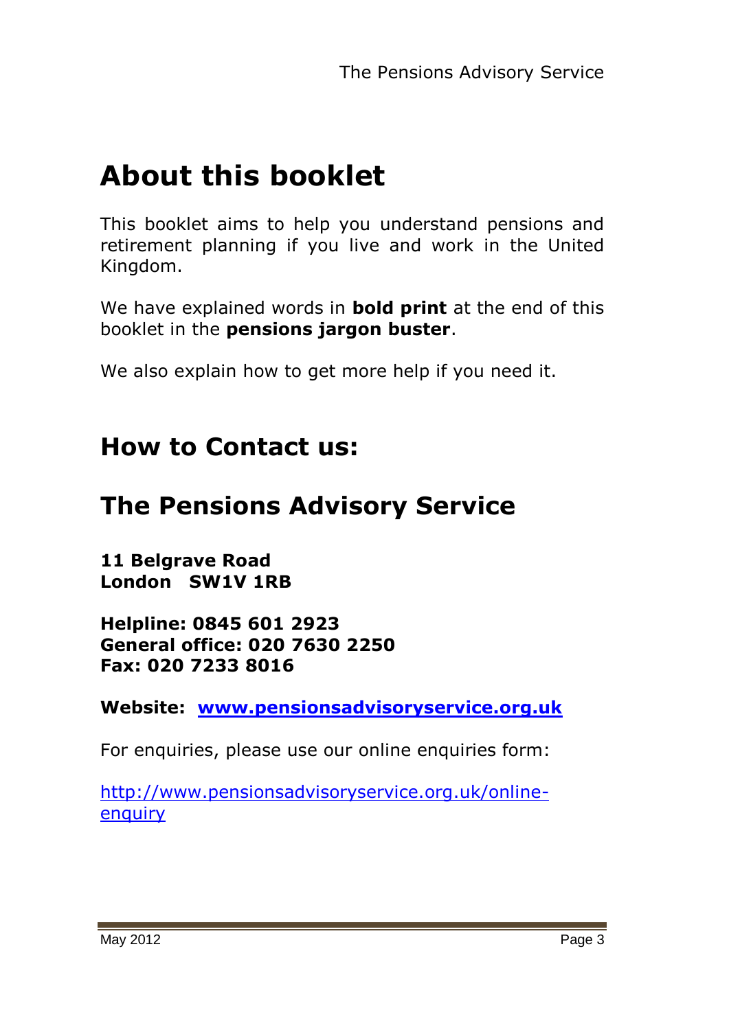# About this booklet

This booklet aims to help you understand pensions and retirement planning if you live and work in the United Kingdom.

We have explained words in **bold print** at the end of this booklet in the **pensions jargon buster**.

We also explain how to get more help if you need it.

## How to Contact us:

## The Pensions Advisory Service

**11 Belgrave Road**
**London SW1V 1RB**

**Helpline: 0845 601 2923**
**General office: 020 7630 2250**
**Fax: 020 7233 8016**

**Website: [www.pensionsadvisoryservice.org.uk](http://www.pensionsadvisoryservice.org.uk)**

For enquiries, please use our online enquiries form:

[http://www.pensionsadvisoryservice.org.uk/online-enquiry](http://www.pensionsadvisoryservice.org.uk/online-enquiry)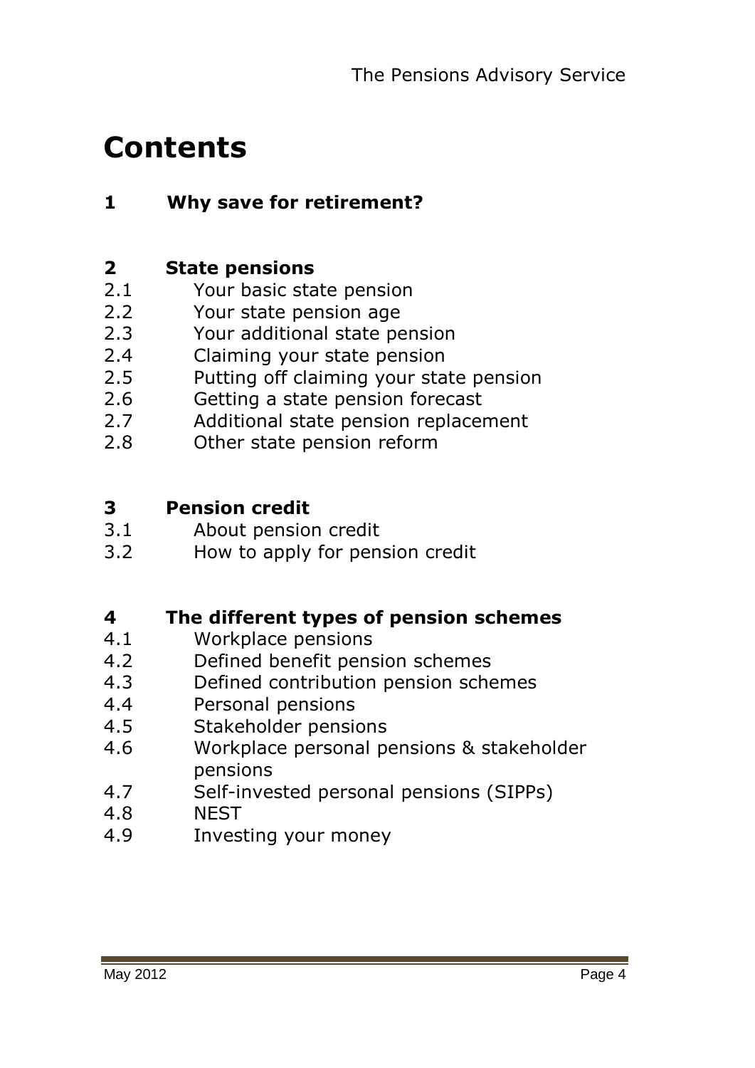# Contents

**1 Why save for retirement?**

**2 State pensions**

2.1 Your basic state pension
2.2 Your state pension age
2.3 Your additional state pension
2.4 Claiming your state pension
2.5 Putting off claiming your state pension
2.6 Getting a state pension forecast
2.7 Additional state pension replacement
2.8 Other state pension reform

**3 Pension credit**

3.1 About pension credit
3.2 How to apply for pension credit

**4 The different types of pension schemes**

4.1 Workplace pensions
4.2 Defined benefit pension schemes
4.3 Defined contribution pension schemes
4.4 Personal pensions
4.5 Stakeholder pensions
4.6 Workplace personal pensions & stakeholder pensions
4.7 Self-invested personal pensions (SIPPs)
4.8 NEST
4.9 Investing your money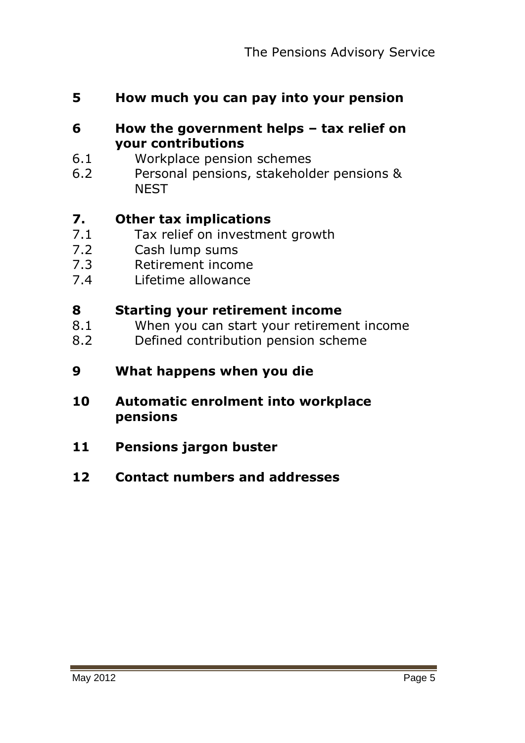**5 How much you can pay into your pension**

**6 How the government helps – tax relief on your contributions**

- 6.1 Workplace pension schemes
- 6.2 Personal pensions, stakeholder pensions & NEST

**7. Other tax implications**

- 7.1 Tax relief on investment growth
- 7.2 Cash lump sums
- 7.3 Retirement income
- 7.4 Lifetime allowance

**8 Starting your retirement income**

- 8.1 When you can start your retirement income
- 8.2 Defined contribution pension scheme

**9 What happens when you die**

**10 Automatic enrolment into workplace pensions**

**11 Pensions jargon buster**

**12 Contact numbers and addresses**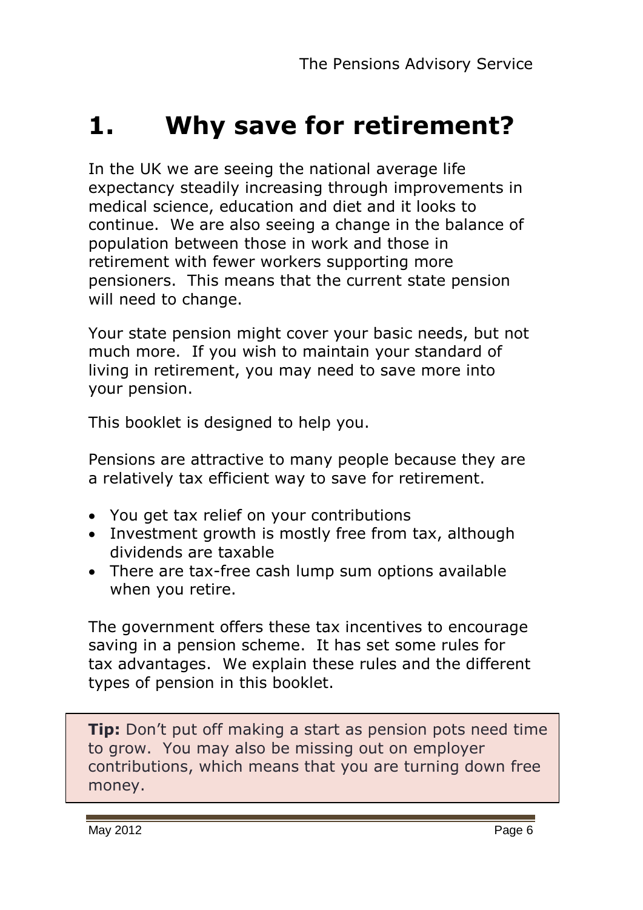# 1. Why save for retirement?

In the UK we are seeing the national average life expectancy steadily increasing through improvements in medical science, education and diet and it looks to continue. We are also seeing a change in the balance of population between those in work and those in retirement with fewer workers supporting more pensioners. This means that the current state pension will need to change.

Your state pension might cover your basic needs, but not much more. If you wish to maintain your standard of living in retirement, you may need to save more into your pension.

This booklet is designed to help you.

Pensions are attractive to many people because they are a relatively tax efficient way to save for retirement.

- You get tax relief on your contributions
- Investment growth is mostly free from tax, although dividends are taxable
- There are tax-free cash lump sum options available when you retire.

The government offers these tax incentives to encourage saving in a pension scheme. It has set some rules for tax advantages. We explain these rules and the different types of pension in this booklet.

> **Tip:** Don't put off making a start as pension pots need time to grow. You may also be missing out on employer contributions, which means that you are turning down free money.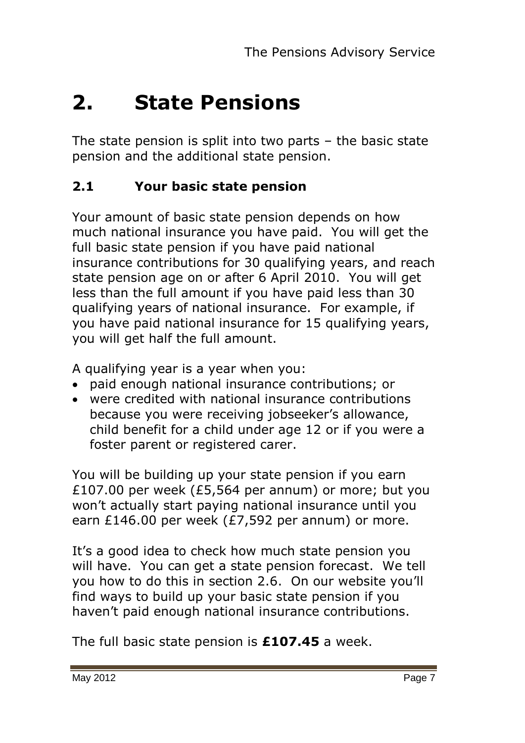# 2. State Pensions

The state pension is split into two parts – the basic state pension and the additional state pension.

## 2.1 Your basic state pension

Your amount of basic state pension depends on how much national insurance you have paid. You will get the full basic state pension if you have paid national insurance contributions for 30 qualifying years, and reach state pension age on or after 6 April 2010. You will get less than the full amount if you have paid less than 30 qualifying years of national insurance. For example, if you have paid national insurance for 15 qualifying years, you will get half the full amount.

A qualifying year is a year when you:

- paid enough national insurance contributions; or
- were credited with national insurance contributions because you were receiving jobseeker's allowance, child benefit for a child under age 12 or if you were a foster parent or registered carer.

You will be building up your state pension if you earn £107.00 per week (£5,564 per annum) or more; but you won't actually start paying national insurance until you earn £146.00 per week (£7,592 per annum) or more.

It's a good idea to check how much state pension you will have. You can get a state pension forecast. We tell you how to do this in section 2.6. On our website you'll find ways to build up your basic state pension if you haven't paid enough national insurance contributions.

The full basic state pension is **£107.45** a week.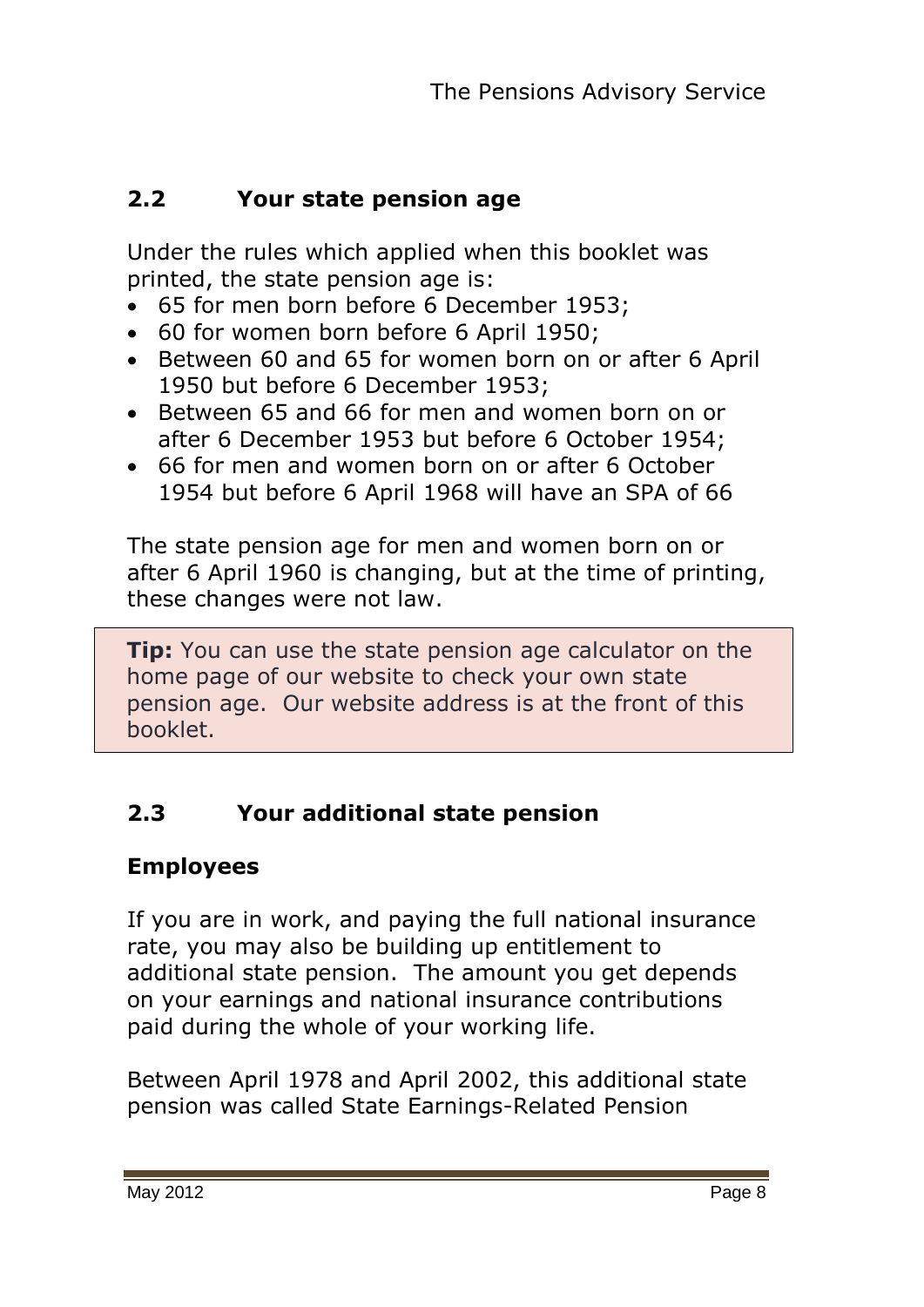## 2.2 Your state pension age

Under the rules which applied when this booklet was printed, the state pension age is:

- 65 for men born before 6 December 1953;
- 60 for women born before 6 April 1950;
- Between 60 and 65 for women born on or after 6 April 1950 but before 6 December 1953;
- Between 65 and 66 for men and women born on or after 6 December 1953 but before 6 October 1954;
- 66 for men and women born on or after 6 October 1954 but before 6 April 1968 will have an SPA of 66

The state pension age for men and women born on or after 6 April 1960 is changing, but at the time of printing, these changes were not law.

**Tip:** You can use the state pension age calculator on the home page of our website to check your own state pension age. Our website address is at the front of this booklet.

## 2.3 Your additional state pension

### Employees

If you are in work, and paying the full national insurance rate, you may also be building up entitlement to additional state pension. The amount you get depends on your earnings and national insurance contributions paid during the whole of your working life.

Between April 1978 and April 2002, this additional state pension was called State Earnings-Related Pension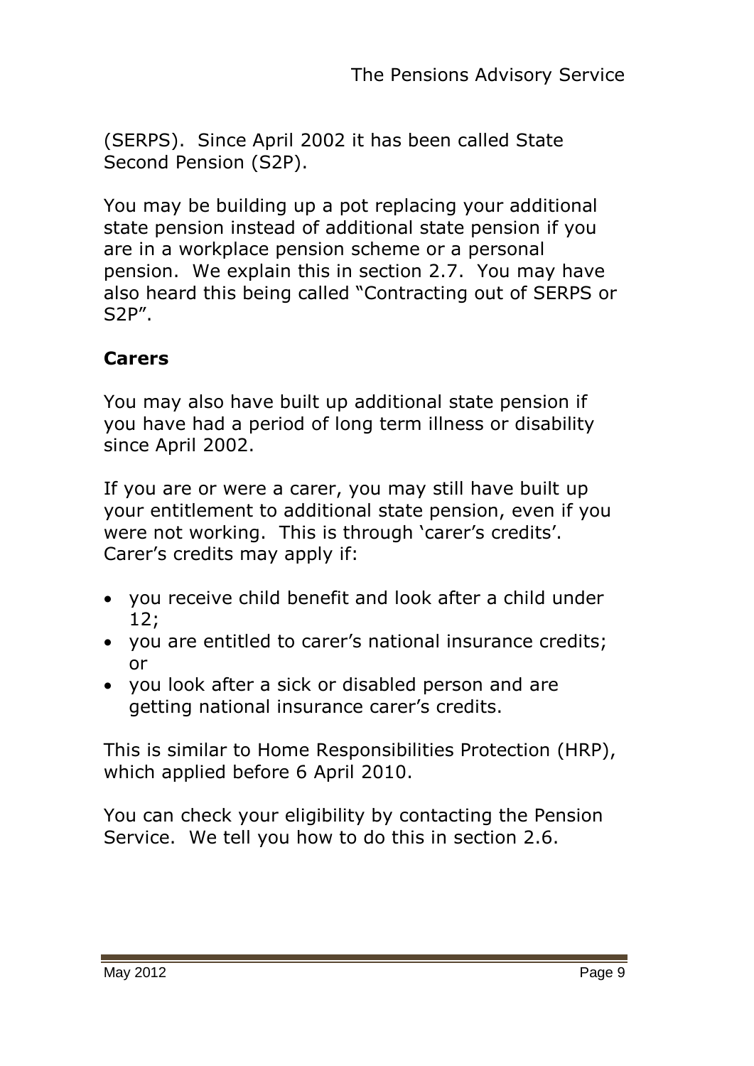(SERPS). Since April 2002 it has been called State Second Pension (S2P).

You may be building up a pot replacing your additional state pension instead of additional state pension if you are in a workplace pension scheme or a personal pension. We explain this in section 2.7. You may have also heard this being called "Contracting out of SERPS or S2P".

### Carers

You may also have built up additional state pension if you have had a period of long term illness or disability since April 2002.

If you are or were a carer, you may still have built up your entitlement to additional state pension, even if you were not working. This is through 'carer's credits'. Carer's credits may apply if:

- you receive child benefit and look after a child under 12;
- you are entitled to carer's national insurance credits; or
- you look after a sick or disabled person and are getting national insurance carer's credits.

This is similar to Home Responsibilities Protection (HRP), which applied before 6 April 2010.

You can check your eligibility by contacting the Pension Service. We tell you how to do this in section 2.6.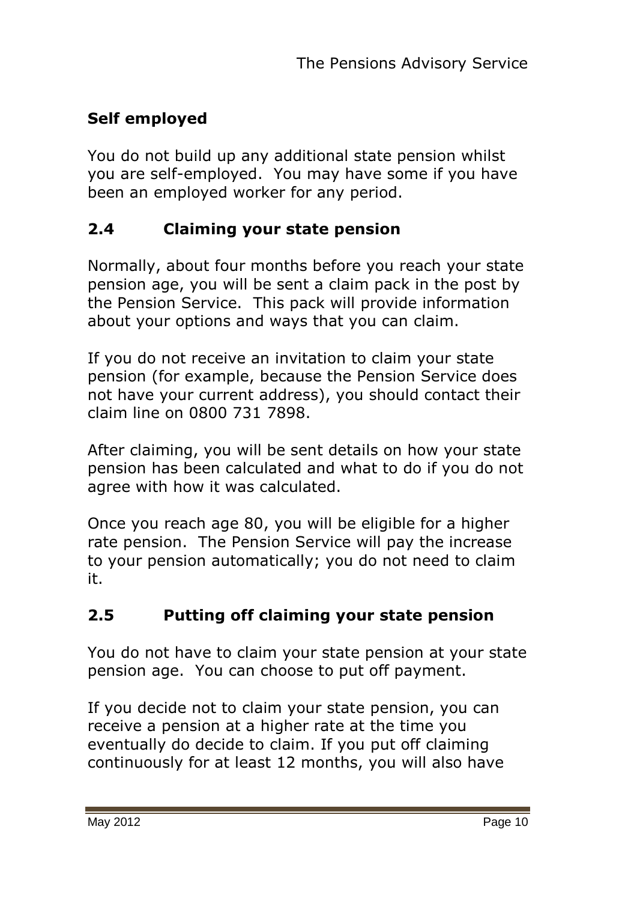### Self employed

You do not build up any additional state pension whilst you are self-employed. You may have some if you have been an employed worker for any period.

## 2.4 Claiming your state pension

Normally, about four months before you reach your state pension age, you will be sent a claim pack in the post by the Pension Service. This pack will provide information about your options and ways that you can claim.

If you do not receive an invitation to claim your state pension (for example, because the Pension Service does not have your current address), you should contact their claim line on 0800 731 7898.

After claiming, you will be sent details on how your state pension has been calculated and what to do if you do not agree with how it was calculated.

Once you reach age 80, you will be eligible for a higher rate pension. The Pension Service will pay the increase to your pension automatically; you do not need to claim it.

## 2.5 Putting off claiming your state pension

You do not have to claim your state pension at your state pension age. You can choose to put off payment.

If you decide not to claim your state pension, you can receive a pension at a higher rate at the time you eventually do decide to claim. If you put off claiming continuously for at least 12 months, you will also have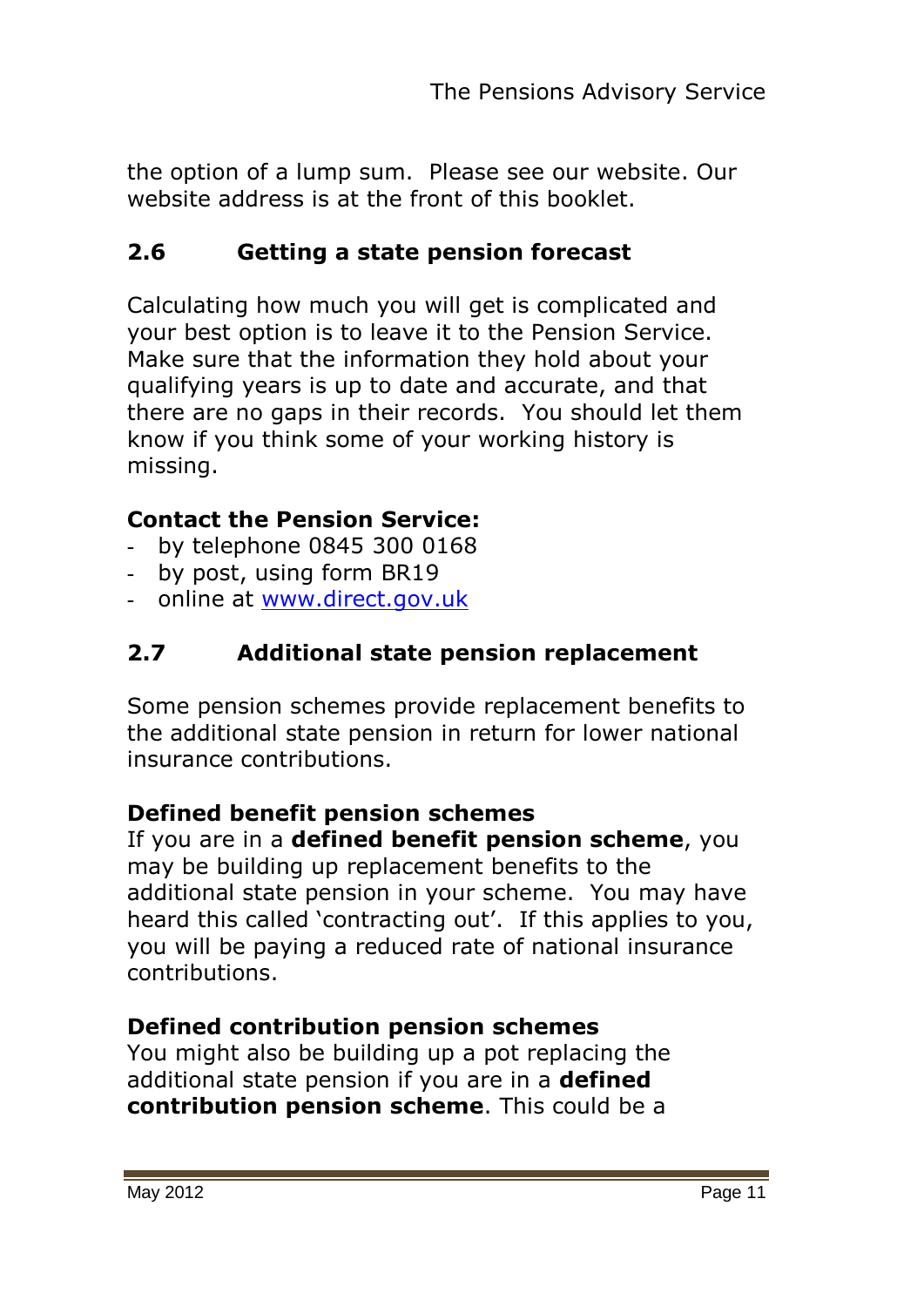the option of a lump sum. Please see our website. Our website address is at the front of this booklet.

## 2.6 Getting a state pension forecast

Calculating how much you will get is complicated and your best option is to leave it to the Pension Service. Make sure that the information they hold about your qualifying years is up to date and accurate, and that there are no gaps in their records. You should let them know if you think some of your working history is missing.

**Contact the Pension Service:**

- by telephone 0845 300 0168
- by post, using form BR19
- online at [www.direct.gov.uk](http://www.direct.gov.uk)

## 2.7 Additional state pension replacement

Some pension schemes provide replacement benefits to the additional state pension in return for lower national insurance contributions.

**Defined benefit pension schemes**

If you are in a **defined benefit pension scheme**, you may be building up replacement benefits to the additional state pension in your scheme. You may have heard this called 'contracting out'. If this applies to you, you will be paying a reduced rate of national insurance contributions.

**Defined contribution pension schemes**

You might also be building up a pot replacing the additional state pension if you are in a **defined contribution pension scheme**. This could be a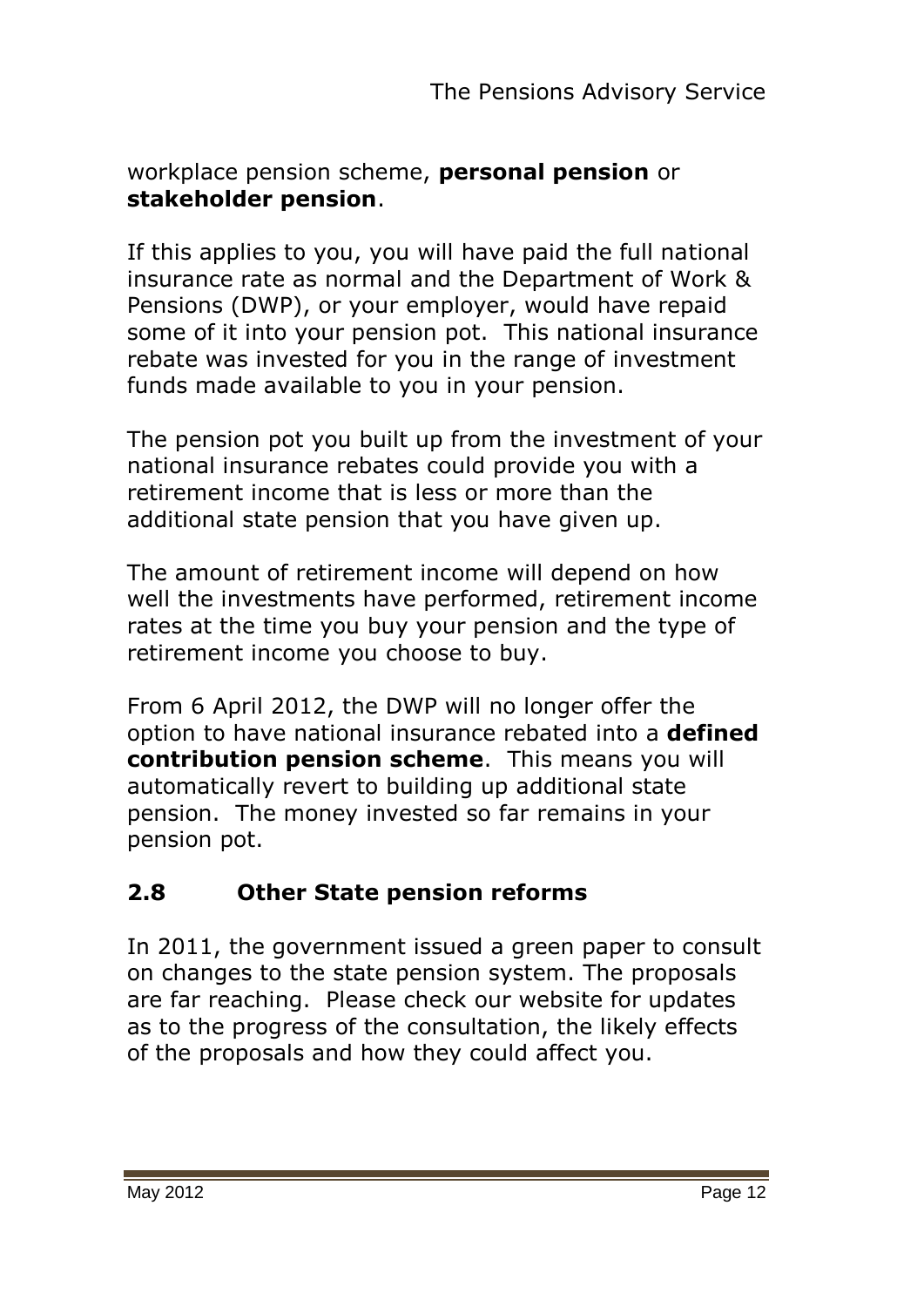workplace pension scheme, **personal pension** or **stakeholder pension**.

If this applies to you, you will have paid the full national insurance rate as normal and the Department of Work & Pensions (DWP), or your employer, would have repaid some of it into your pension pot. This national insurance rebate was invested for you in the range of investment funds made available to you in your pension.

The pension pot you built up from the investment of your national insurance rebates could provide you with a retirement income that is less or more than the additional state pension that you have given up.

The amount of retirement income will depend on how well the investments have performed, retirement income rates at the time you buy your pension and the type of retirement income you choose to buy.

From 6 April 2012, the DWP will no longer offer the option to have national insurance rebated into a **defined contribution pension scheme**. This means you will automatically revert to building up additional state pension. The money invested so far remains in your pension pot.

## 2.8 Other State pension reforms

In 2011, the government issued a green paper to consult on changes to the state pension system. The proposals are far reaching. Please check our website for updates as to the progress of the consultation, the likely effects of the proposals and how they could affect you.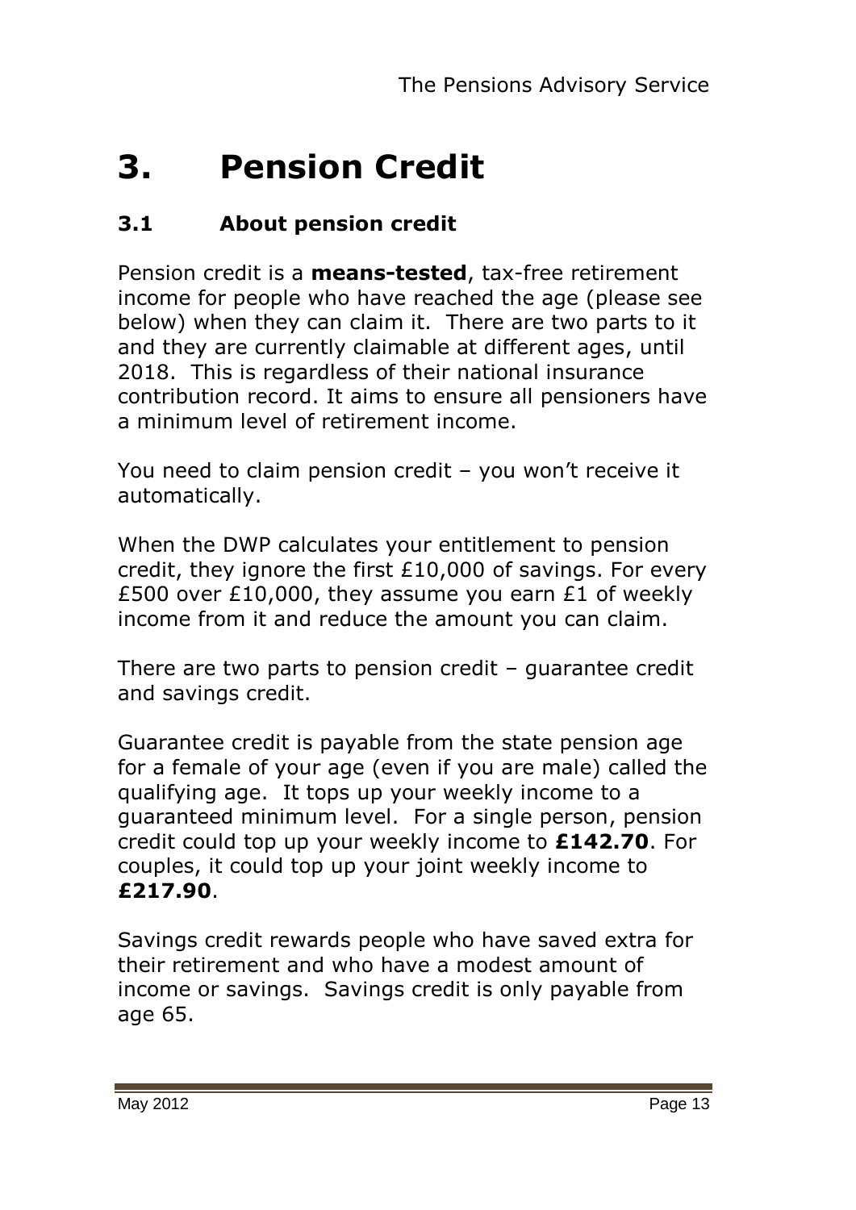# 3. Pension Credit

## 3.1 About pension credit

Pension credit is a **means-tested**, tax-free retirement income for people who have reached the age (please see below) when they can claim it. There are two parts to it and they are currently claimable at different ages, until 2018. This is regardless of their national insurance contribution record. It aims to ensure all pensioners have a minimum level of retirement income.

You need to claim pension credit – you won't receive it automatically.

When the DWP calculates your entitlement to pension credit, they ignore the first £10,000 of savings. For every £500 over £10,000, they assume you earn £1 of weekly income from it and reduce the amount you can claim.

There are two parts to pension credit – guarantee credit and savings credit.

Guarantee credit is payable from the state pension age for a female of your age (even if you are male) called the qualifying age. It tops up your weekly income to a guaranteed minimum level. For a single person, pension credit could top up your weekly income to **£142.70**. For couples, it could top up your joint weekly income to **£217.90**.

Savings credit rewards people who have saved extra for their retirement and who have a modest amount of income or savings. Savings credit is only payable from age 65.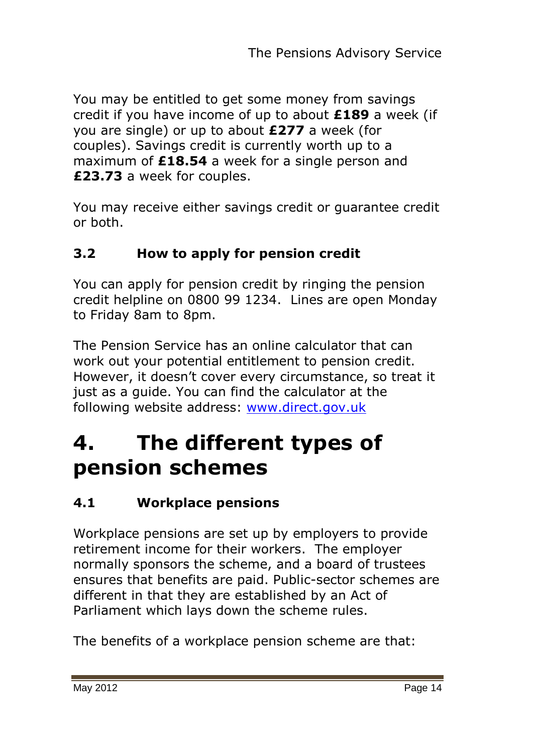You may be entitled to get some money from savings credit if you have income of up to about **£189** a week (if you are single) or up to about **£277** a week (for couples). Savings credit is currently worth up to a maximum of **£18.54** a week for a single person and **£23.73** a week for couples.

You may receive either savings credit or guarantee credit or both.

### 3.2 How to apply for pension credit

You can apply for pension credit by ringing the pension credit helpline on 0800 99 1234. Lines are open Monday to Friday 8am to 8pm.

The Pension Service has an online calculator that can work out your potential entitlement to pension credit. However, it doesn't cover every circumstance, so treat it just as a guide. You can find the calculator at the following website address: [www.direct.gov.uk](http://www.direct.gov.uk)

# 4. The different types of pension schemes

### 4.1 Workplace pensions

Workplace pensions are set up by employers to provide retirement income for their workers. The employer normally sponsors the scheme, and a board of trustees ensures that benefits are paid. Public-sector schemes are different in that they are established by an Act of Parliament which lays down the scheme rules.

The benefits of a workplace pension scheme are that: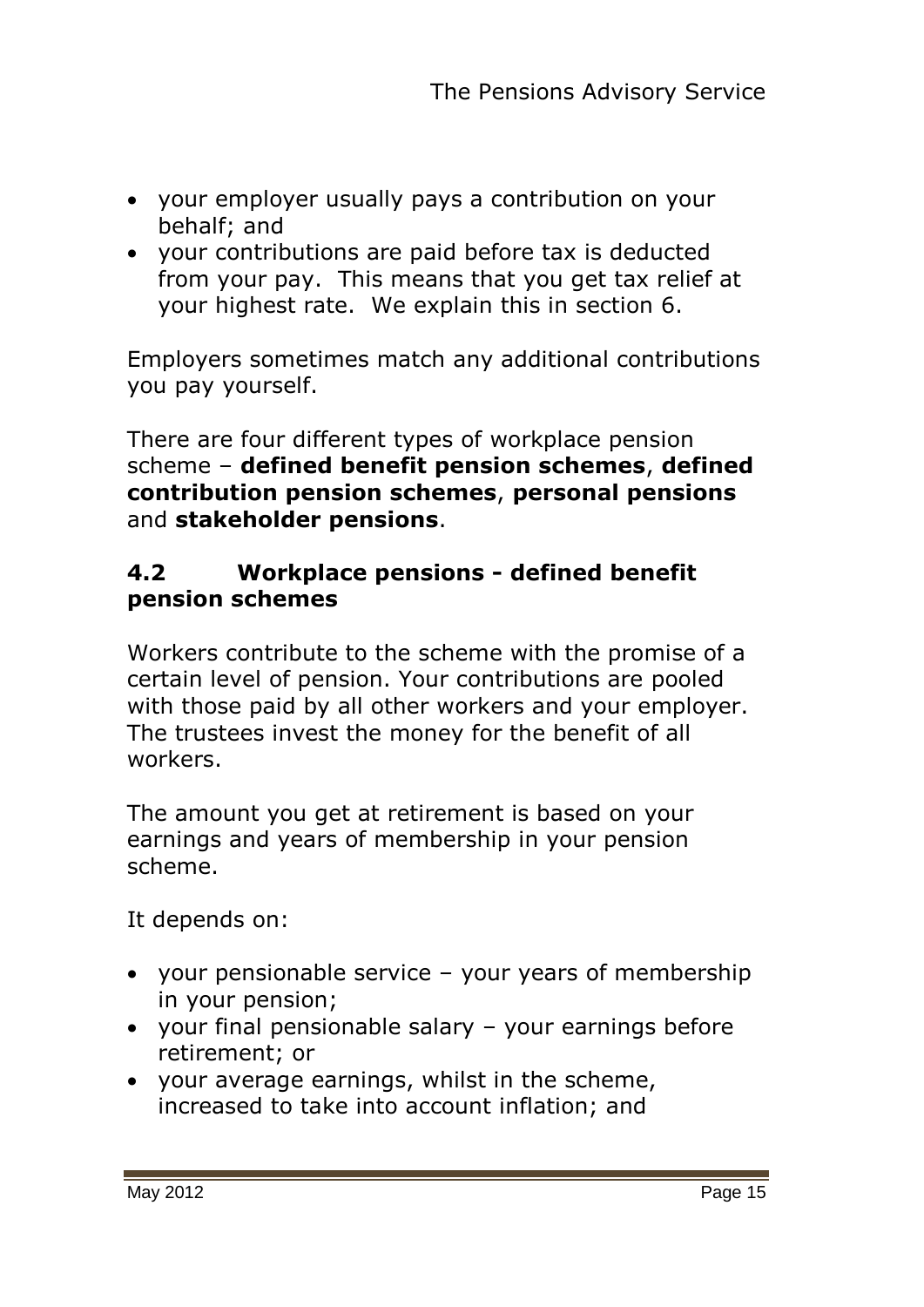- your employer usually pays a contribution on your behalf; and
- your contributions are paid before tax is deducted from your pay. This means that you get tax relief at your highest rate. We explain this in section 6.

Employers sometimes match any additional contributions you pay yourself.

There are four different types of workplace pension scheme – **defined benefit pension schemes**, **defined contribution pension schemes**, **personal pensions** and **stakeholder pensions**.

### 4.2 Workplace pensions - defined benefit pension schemes

Workers contribute to the scheme with the promise of a certain level of pension. Your contributions are pooled with those paid by all other workers and your employer. The trustees invest the money for the benefit of all workers.

The amount you get at retirement is based on your earnings and years of membership in your pension scheme.

It depends on:

- your pensionable service – your years of membership in your pension;
- your final pensionable salary – your earnings before retirement; or
- your average earnings, whilst in the scheme, increased to take into account inflation; and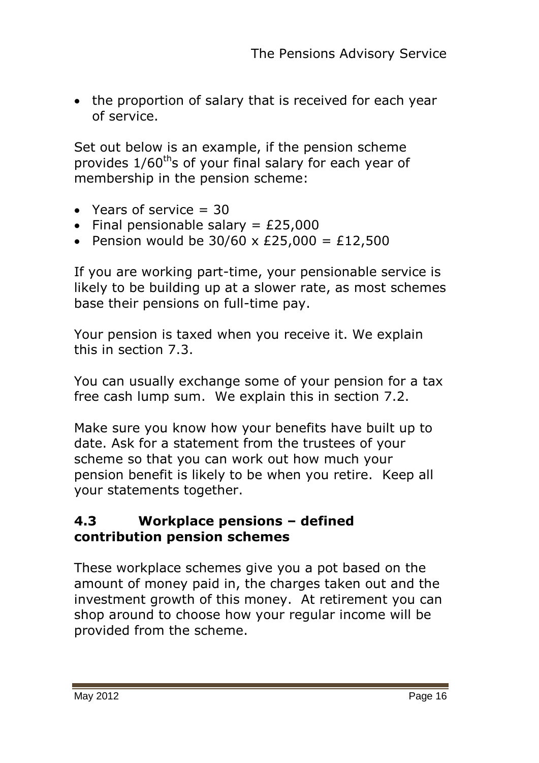- the proportion of salary that is received for each year of service.

Set out below is an example, if the pension scheme provides 1/60ths of your final salary for each year of membership in the pension scheme:

- Years of service = 30
- Final pensionable salary = £25,000
- Pension would be 30/60 x £25,000 = £12,500

If you are working part-time, your pensionable service is likely to be building up at a slower rate, as most schemes base their pensions on full-time pay.

Your pension is taxed when you receive it. We explain this in section 7.3.

You can usually exchange some of your pension for a tax free cash lump sum. We explain this in section 7.2.

Make sure you know how your benefits have built up to date. Ask for a statement from the trustees of your scheme so that you can work out how much your pension benefit is likely to be when you retire. Keep all your statements together.

### 4.3 Workplace pensions – defined contribution pension schemes

These workplace schemes give you a pot based on the amount of money paid in, the charges taken out and the investment growth of this money. At retirement you can shop around to choose how your regular income will be provided from the scheme.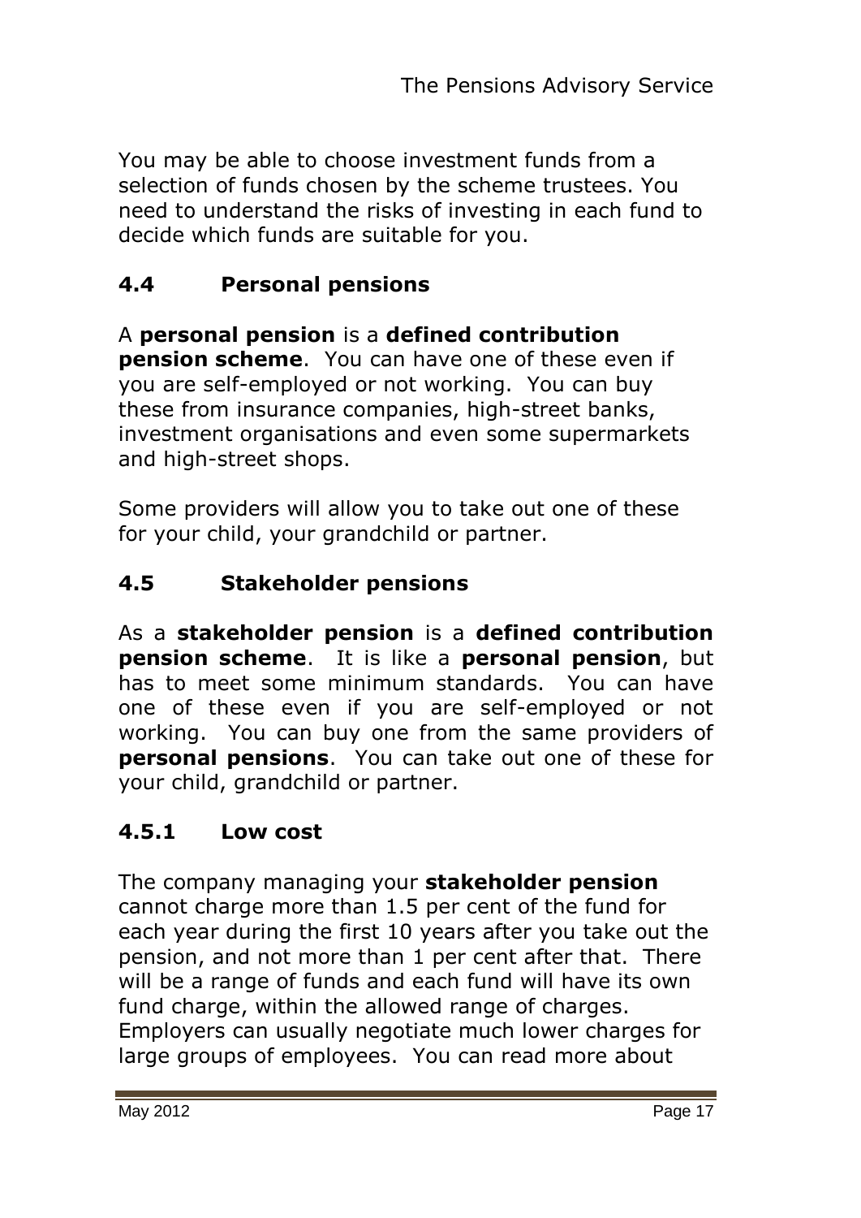You may be able to choose investment funds from a selection of funds chosen by the scheme trustees. You need to understand the risks of investing in each fund to decide which funds are suitable for you.

## 4.4 Personal pensions

A **personal pension** is a **defined contribution pension scheme**. You can have one of these even if you are self-employed or not working. You can buy these from insurance companies, high-street banks, investment organisations and even some supermarkets and high-street shops.

Some providers will allow you to take out one of these for your child, your grandchild or partner.

## 4.5 Stakeholder pensions

As a **stakeholder pension** is a **defined contribution pension scheme**. It is like a **personal pension**, but has to meet some minimum standards. You can have one of these even if you are self-employed or not working. You can buy one from the same providers of **personal pensions**. You can take out one of these for your child, grandchild or partner.

### 4.5.1 Low cost

The company managing your **stakeholder pension** cannot charge more than 1.5 per cent of the fund for each year during the first 10 years after you take out the pension, and not more than 1 per cent after that. There will be a range of funds and each fund will have its own fund charge, within the allowed range of charges. Employers can usually negotiate much lower charges for large groups of employees. You can read more about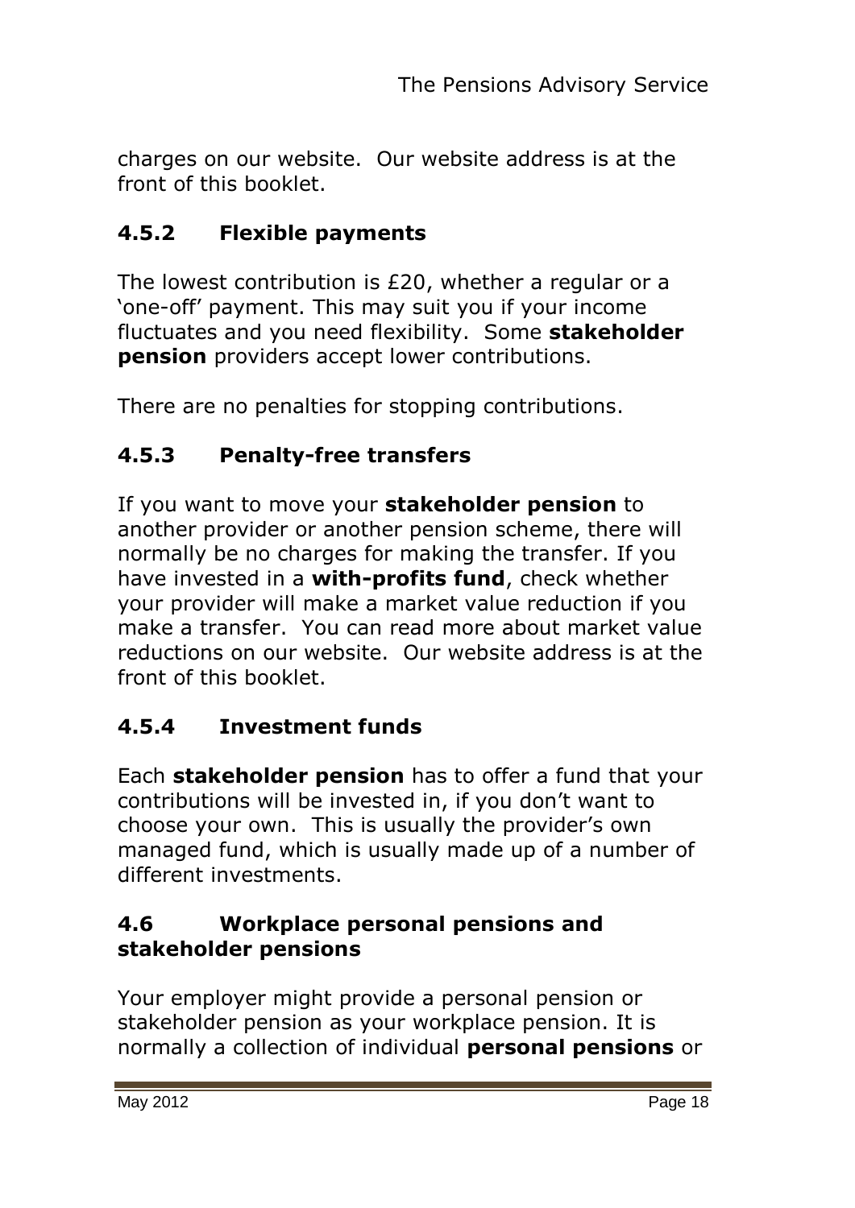charges on our website. Our website address is at the front of this booklet.

### 4.5.2 Flexible payments

The lowest contribution is £20, whether a regular or a 'one-off' payment. This may suit you if your income fluctuates and you need flexibility. Some **stakeholder pension** providers accept lower contributions.

There are no penalties for stopping contributions.

### 4.5.3 Penalty-free transfers

If you want to move your **stakeholder pension** to another provider or another pension scheme, there will normally be no charges for making the transfer. If you have invested in a **with-profits fund**, check whether your provider will make a market value reduction if you make a transfer. You can read more about market value reductions on our website. Our website address is at the front of this booklet.

### 4.5.4 Investment funds

Each **stakeholder pension** has to offer a fund that your contributions will be invested in, if you don't want to choose your own. This is usually the provider's own managed fund, which is usually made up of a number of different investments.

## 4.6 Workplace personal pensions and stakeholder pensions

Your employer might provide a personal pension or stakeholder pension as your workplace pension. It is normally a collection of individual **personal pensions** or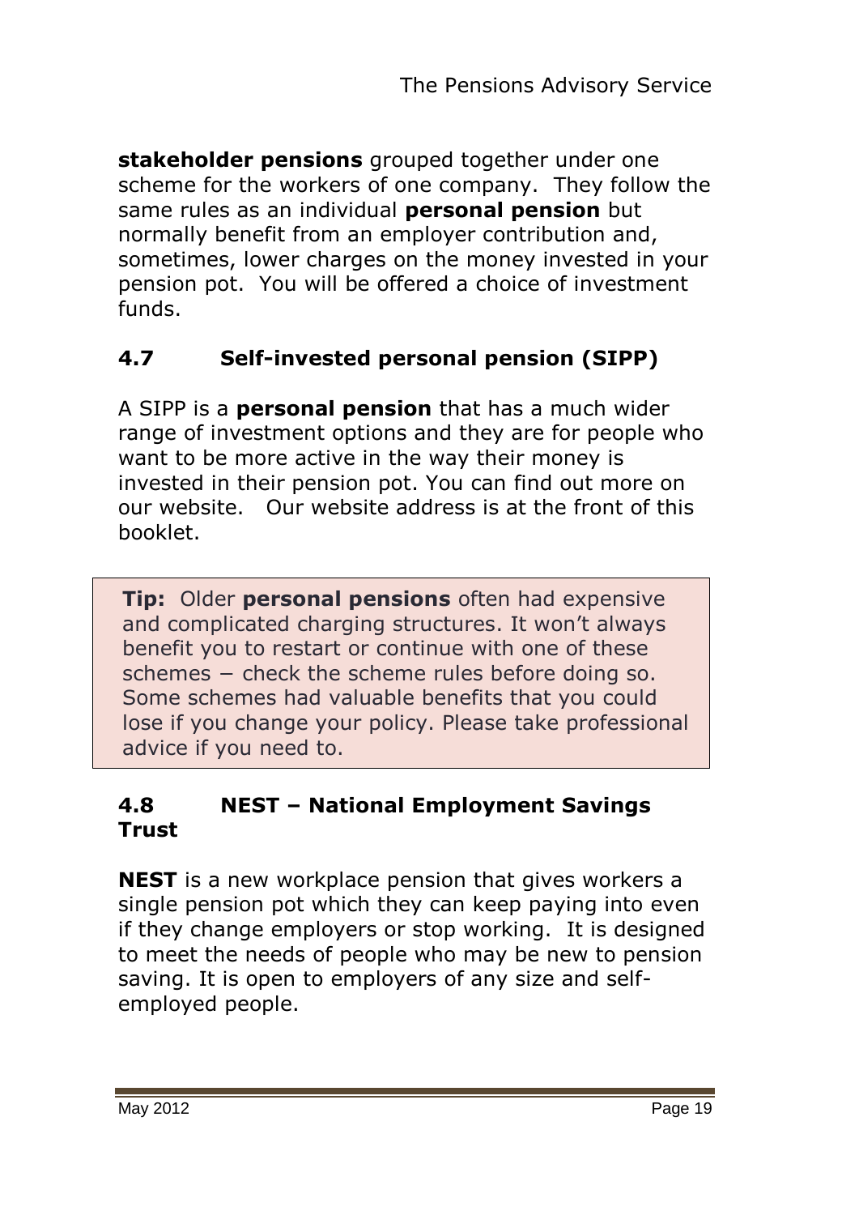**stakeholder pensions** grouped together under one scheme for the workers of one company. They follow the same rules as an individual **personal pension** but normally benefit from an employer contribution and, sometimes, lower charges on the money invested in your pension pot. You will be offered a choice of investment funds.

## 4.7 Self-invested personal pension (SIPP)

A SIPP is a **personal pension** that has a much wider range of investment options and they are for people who want to be more active in the way their money is invested in their pension pot. You can find out more on our website. Our website address is at the front of this booklet.

> **Tip:** Older **personal pensions** often had expensive and complicated charging structures. It won't always benefit you to restart or continue with one of these schemes − check the scheme rules before doing so. Some schemes had valuable benefits that you could lose if you change your policy. Please take professional advice if you need to.

## 4.8 NEST – National Employment Savings Trust

**NEST** is a new workplace pension that gives workers a single pension pot which they can keep paying into even if they change employers or stop working. It is designed to meet the needs of people who may be new to pension saving. It is open to employers of any size and self-employed people.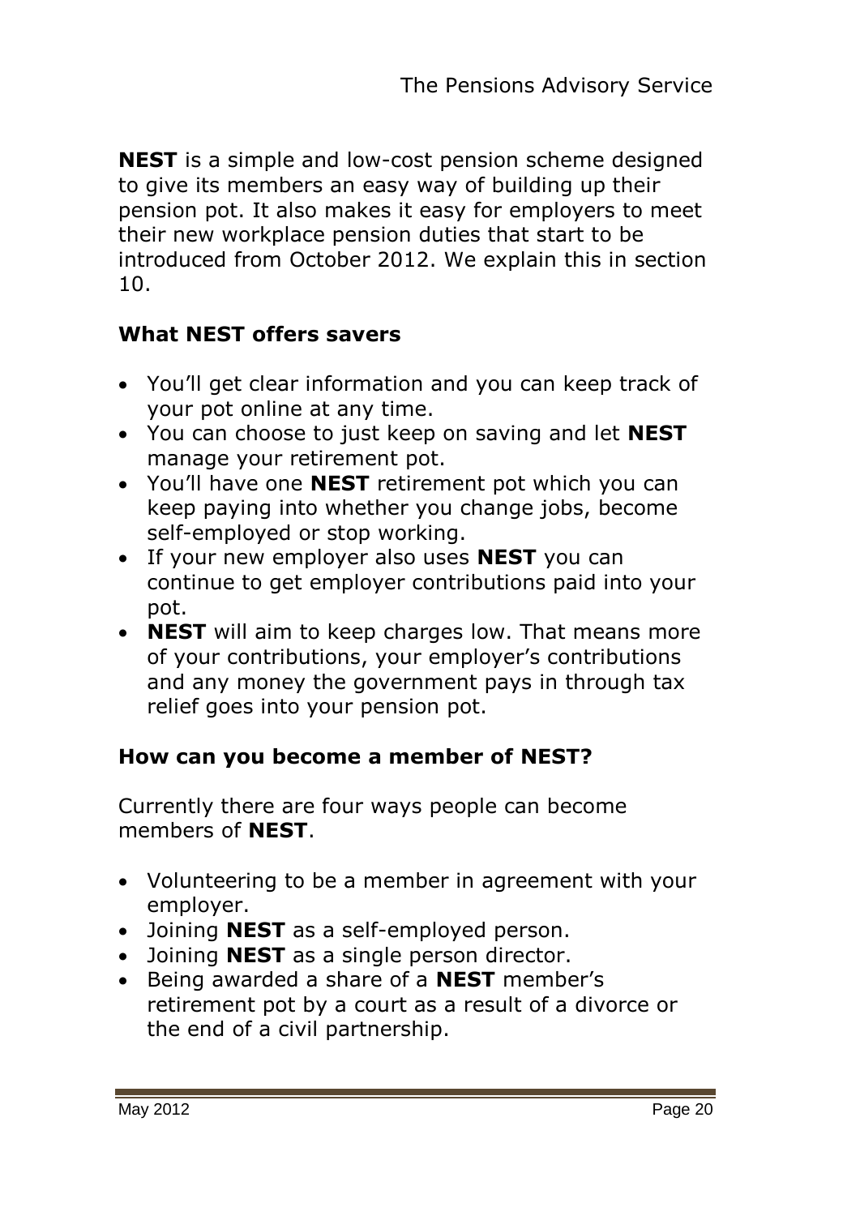**NEST** is a simple and low-cost pension scheme designed to give its members an easy way of building up their pension pot. It also makes it easy for employers to meet their new workplace pension duties that start to be introduced from October 2012. We explain this in section 10.

### What NEST offers savers

- You'll get clear information and you can keep track of your pot online at any time.
- You can choose to just keep on saving and let **NEST** manage your retirement pot.
- You'll have one **NEST** retirement pot which you can keep paying into whether you change jobs, become self-employed or stop working.
- If your new employer also uses **NEST** you can continue to get employer contributions paid into your pot.
- **NEST** will aim to keep charges low. That means more of your contributions, your employer's contributions and any money the government pays in through tax relief goes into your pension pot.

### How can you become a member of NEST?

Currently there are four ways people can become members of **NEST**.

- Volunteering to be a member in agreement with your employer.
- Joining **NEST** as a self-employed person.
- Joining **NEST** as a single person director.
- Being awarded a share of a **NEST** member's retirement pot by a court as a result of a divorce or the end of a civil partnership.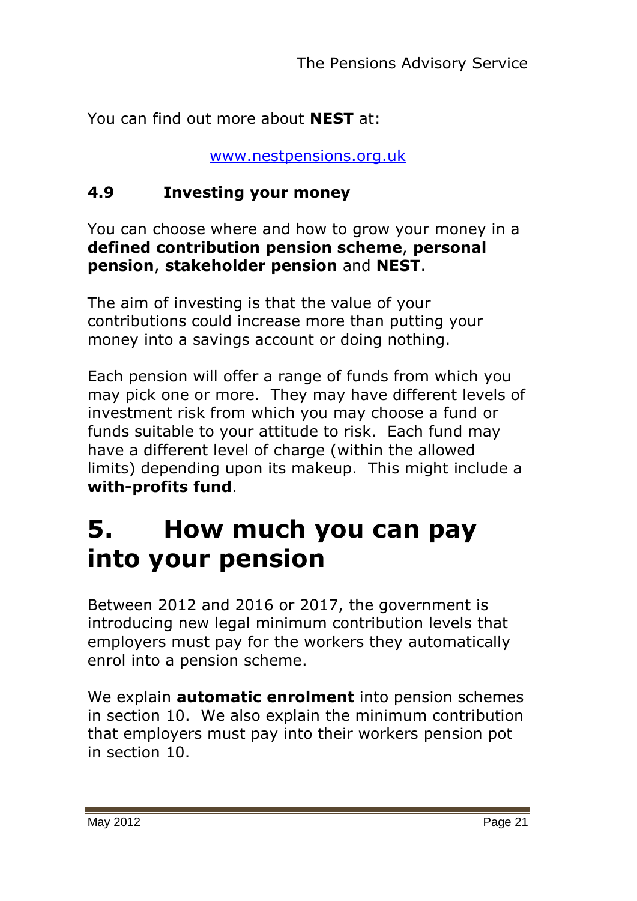You can find out more about **NEST** at:

www.nestpensions.org.uk

### 4.9 Investing your money

You can choose where and how to grow your money in a **defined contribution pension scheme**, **personal pension**, **stakeholder pension** and **NEST**.

The aim of investing is that the value of your contributions could increase more than putting your money into a savings account or doing nothing.

Each pension will offer a range of funds from which you may pick one or more. They may have different levels of investment risk from which you may choose a fund or funds suitable to your attitude to risk. Each fund may have a different level of charge (within the allowed limits) depending upon its makeup. This might include a **with-profits fund**.

# 5. How much you can pay into your pension

Between 2012 and 2016 or 2017, the government is introducing new legal minimum contribution levels that employers must pay for the workers they automatically enrol into a pension scheme.

We explain **automatic enrolment** into pension schemes in section 10. We also explain the minimum contribution that employers must pay into their workers pension pot in section 10.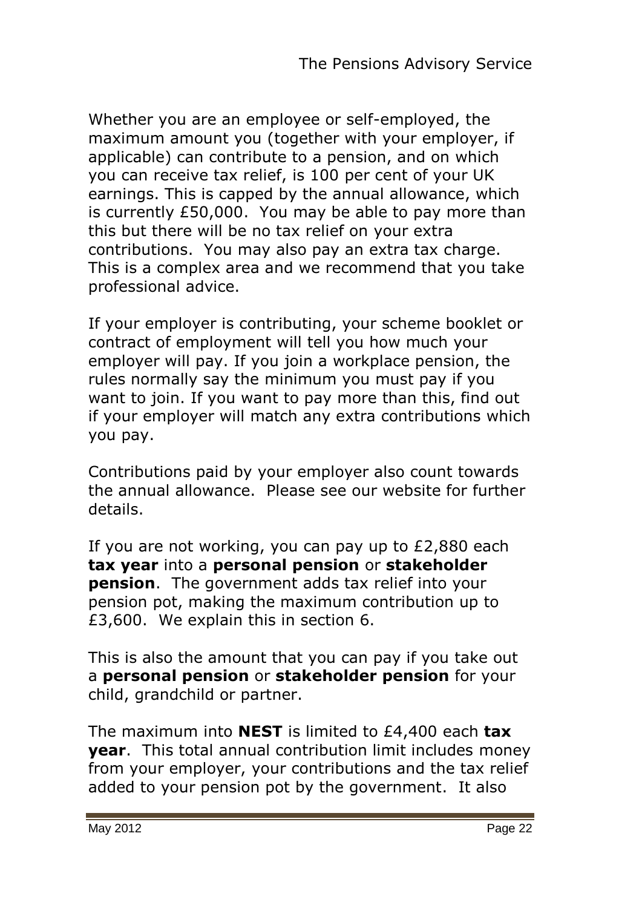Whether you are an employee or self-employed, the maximum amount you (together with your employer, if applicable) can contribute to a pension, and on which you can receive tax relief, is 100 per cent of your UK earnings. This is capped by the annual allowance, which is currently £50,000. You may be able to pay more than this but there will be no tax relief on your extra contributions. You may also pay an extra tax charge. This is a complex area and we recommend that you take professional advice.

If your employer is contributing, your scheme booklet or contract of employment will tell you how much your employer will pay. If you join a workplace pension, the rules normally say the minimum you must pay if you want to join. If you want to pay more than this, find out if your employer will match any extra contributions which you pay.

Contributions paid by your employer also count towards the annual allowance. Please see our website for further details.

If you are not working, you can pay up to £2,880 each **tax year** into a **personal pension** or **stakeholder pension**. The government adds tax relief into your pension pot, making the maximum contribution up to £3,600. We explain this in section 6.

This is also the amount that you can pay if you take out a **personal pension** or **stakeholder pension** for your child, grandchild or partner.

The maximum into **NEST** is limited to £4,400 each **tax year**. This total annual contribution limit includes money from your employer, your contributions and the tax relief added to your pension pot by the government. It also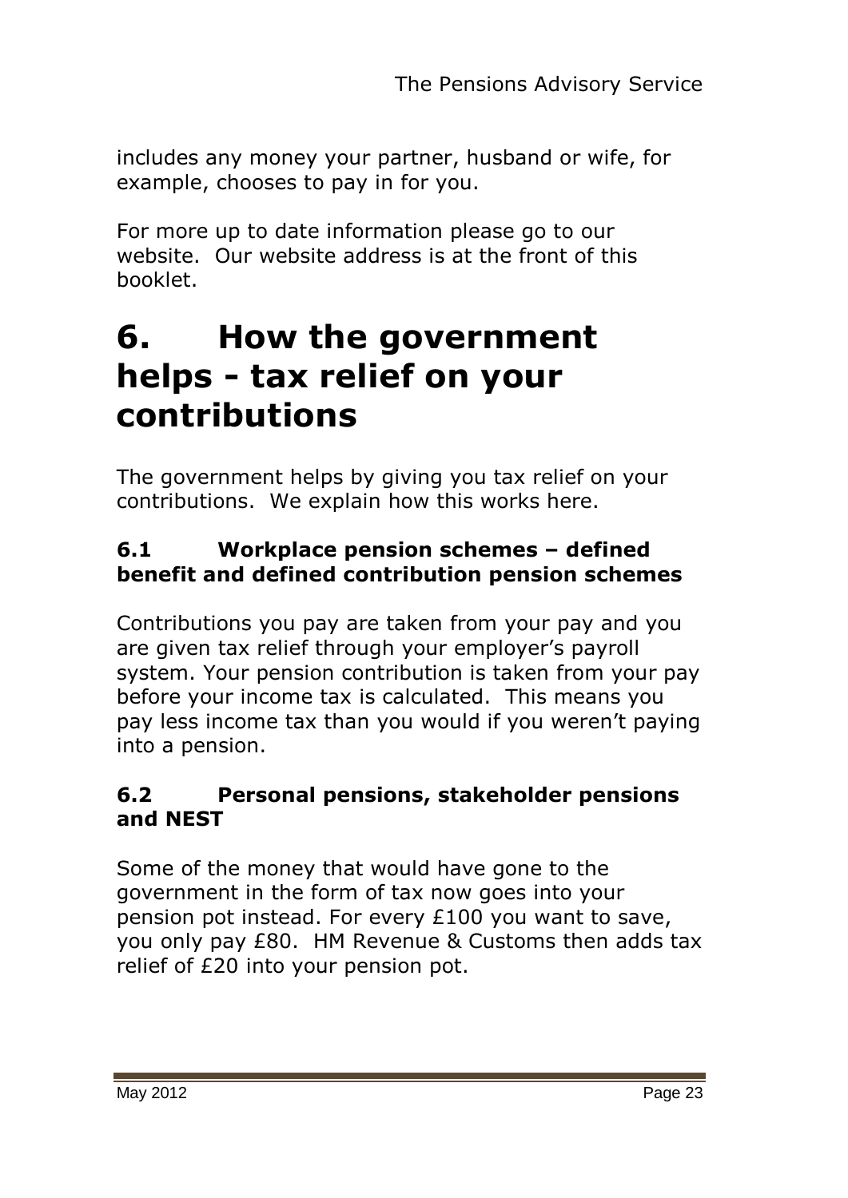includes any money your partner, husband or wife, for example, chooses to pay in for you.

For more up to date information please go to our website. Our website address is at the front of this booklet.

# 6. How the government helps - tax relief on your contributions

The government helps by giving you tax relief on your contributions. We explain how this works here.

### 6.1 Workplace pension schemes – defined benefit and defined contribution pension schemes

Contributions you pay are taken from your pay and you are given tax relief through your employer's payroll system. Your pension contribution is taken from your pay before your income tax is calculated. This means you pay less income tax than you would if you weren't paying into a pension.

### 6.2 Personal pensions, stakeholder pensions and NEST

Some of the money that would have gone to the government in the form of tax now goes into your pension pot instead. For every £100 you want to save, you only pay £80. HM Revenue & Customs then adds tax relief of £20 into your pension pot.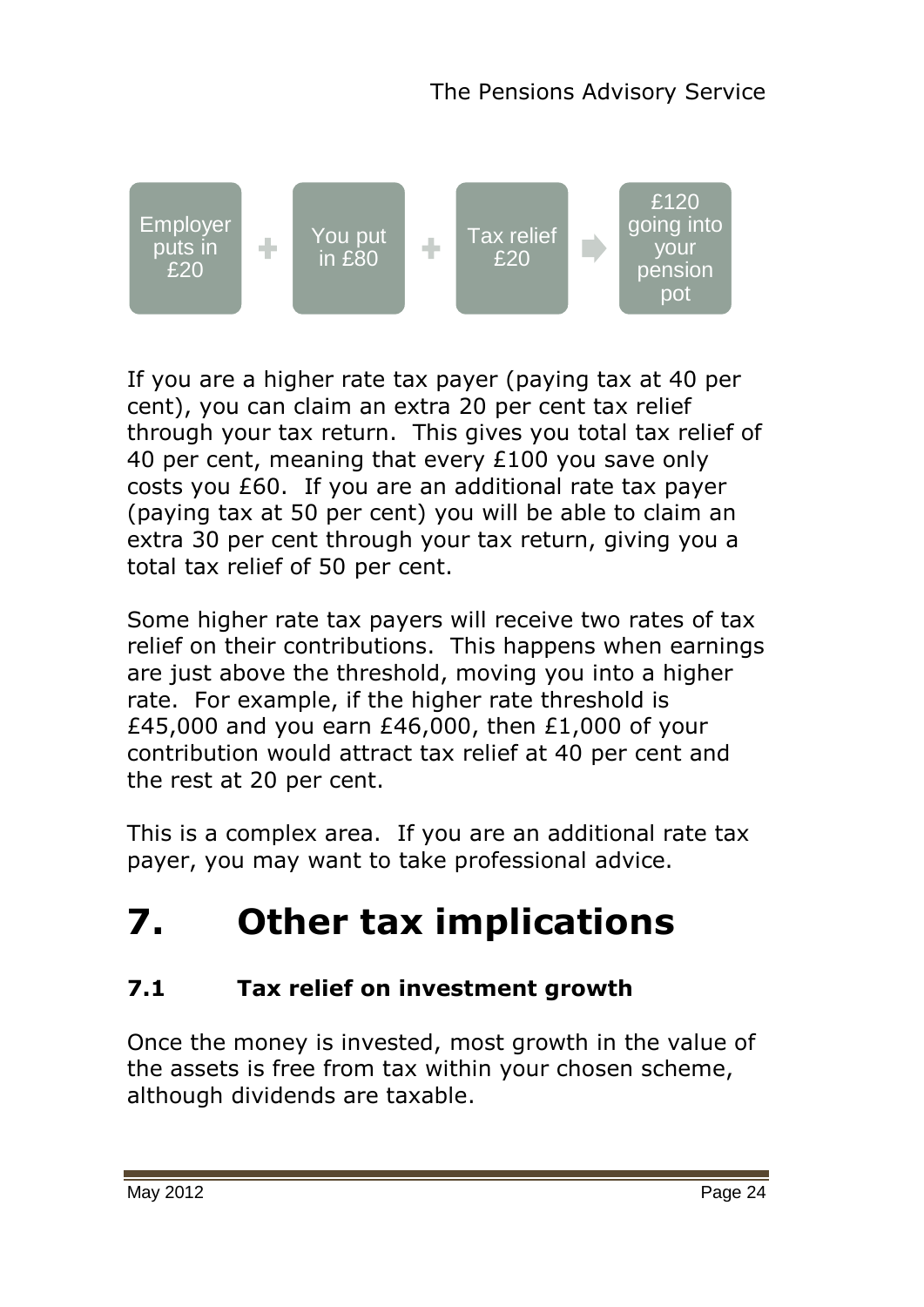Employer puts in £20 + You put in £80 + Tax relief £20 → £120 going into your pension pot

If you are a higher rate tax payer (paying tax at 40 per cent), you can claim an extra 20 per cent tax relief through your tax return.  This gives you total tax relief of 40 per cent, meaning that every £100 you save only costs you £60.  If you are an additional rate tax payer (paying tax at 50 per cent) you will be able to claim an extra 30 per cent through your tax return, giving you a total tax relief of 50 per cent.

Some higher rate tax payers will receive two rates of tax relief on their contributions.  This happens when earnings are just above the threshold, moving you into a higher rate.  For example, if the higher rate threshold is £45,000 and you earn £46,000, then £1,000 of your contribution would attract tax relief at 40 per cent and the rest at 20 per cent.

This is a complex area.  If you are an additional rate tax payer, you may want to take professional advice.

# 7. Other tax implications

### 7.1 Tax relief on investment growth

Once the money is invested, most growth in the value of the assets is free from tax within your chosen scheme, although dividends are taxable.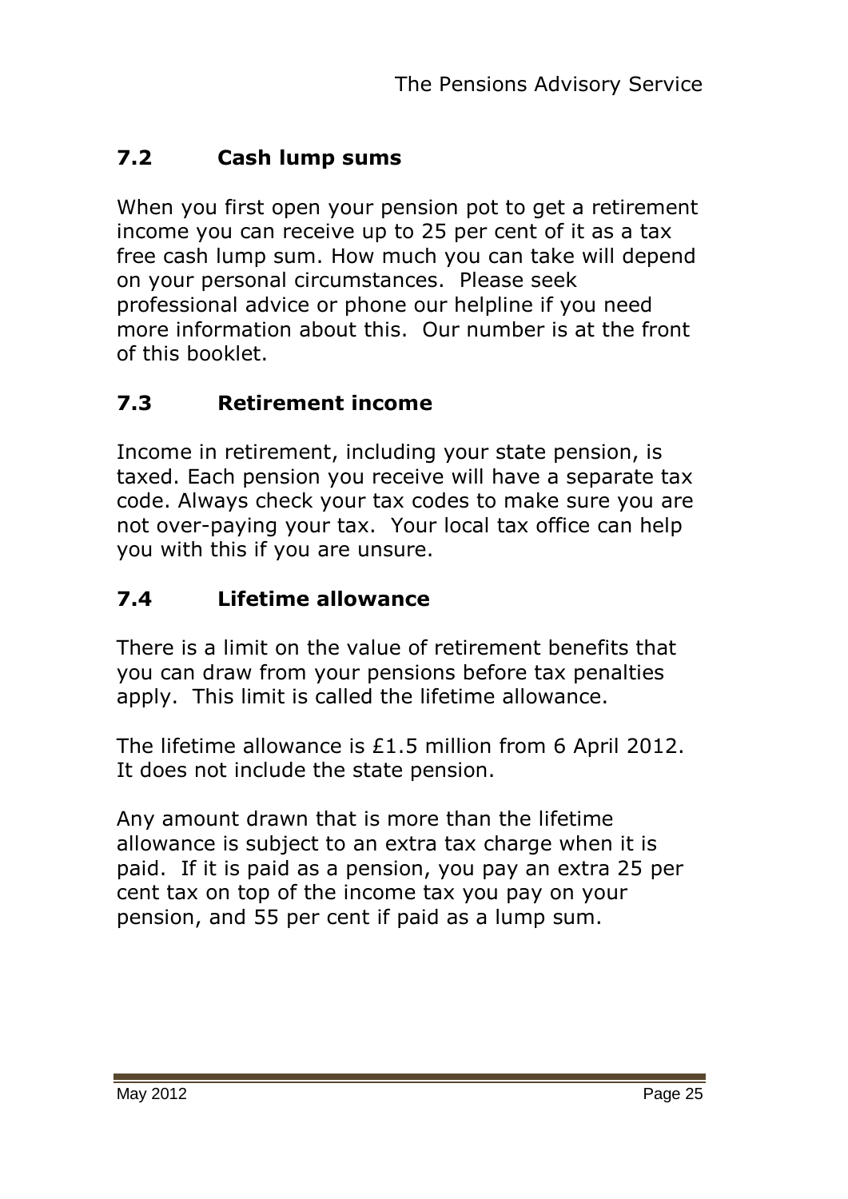## 7.2 Cash lump sums

When you first open your pension pot to get a retirement income you can receive up to 25 per cent of it as a tax free cash lump sum. How much you can take will depend on your personal circumstances. Please seek professional advice or phone our helpline if you need more information about this. Our number is at the front of this booklet.

## 7.3 Retirement income

Income in retirement, including your state pension, is taxed. Each pension you receive will have a separate tax code. Always check your tax codes to make sure you are not over-paying your tax. Your local tax office can help you with this if you are unsure.

## 7.4 Lifetime allowance

There is a limit on the value of retirement benefits that you can draw from your pensions before tax penalties apply. This limit is called the lifetime allowance.

The lifetime allowance is £1.5 million from 6 April 2012. It does not include the state pension.

Any amount drawn that is more than the lifetime allowance is subject to an extra tax charge when it is paid. If it is paid as a pension, you pay an extra 25 per cent tax on top of the income tax you pay on your pension, and 55 per cent if paid as a lump sum.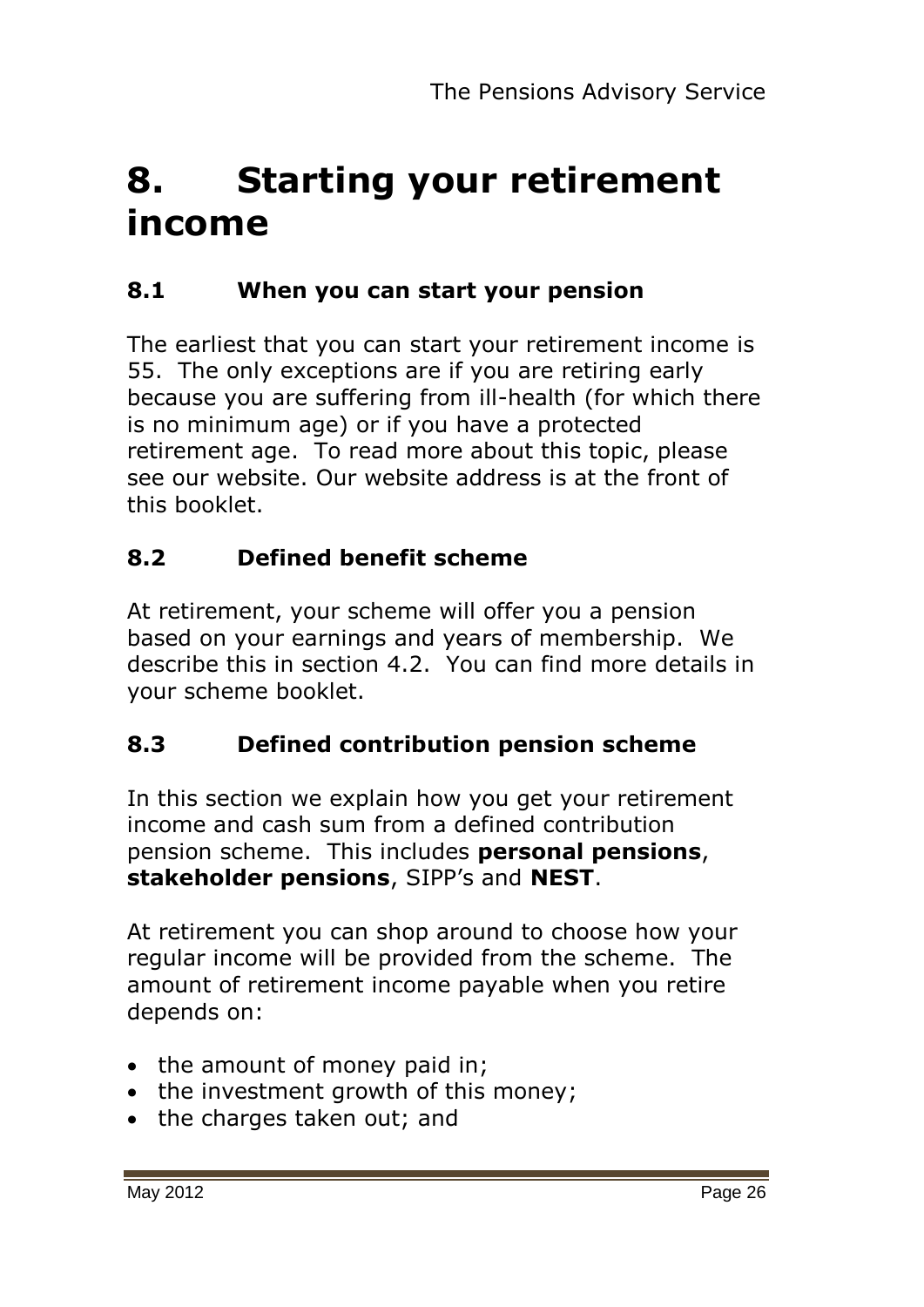# 8. Starting your retirement income

## 8.1 When you can start your pension

The earliest that you can start your retirement income is 55. The only exceptions are if you are retiring early because you are suffering from ill-health (for which there is no minimum age) or if you have a protected retirement age. To read more about this topic, please see our website. Our website address is at the front of this booklet.

## 8.2 Defined benefit scheme

At retirement, your scheme will offer you a pension based on your earnings and years of membership. We describe this in section 4.2. You can find more details in your scheme booklet.

## 8.3 Defined contribution pension scheme

In this section we explain how you get your retirement income and cash sum from a defined contribution pension scheme. This includes **personal pensions**, **stakeholder pensions**, SIPP's and **NEST**.

At retirement you can shop around to choose how your regular income will be provided from the scheme. The amount of retirement income payable when you retire depends on:

- the amount of money paid in;
- the investment growth of this money;
- the charges taken out; and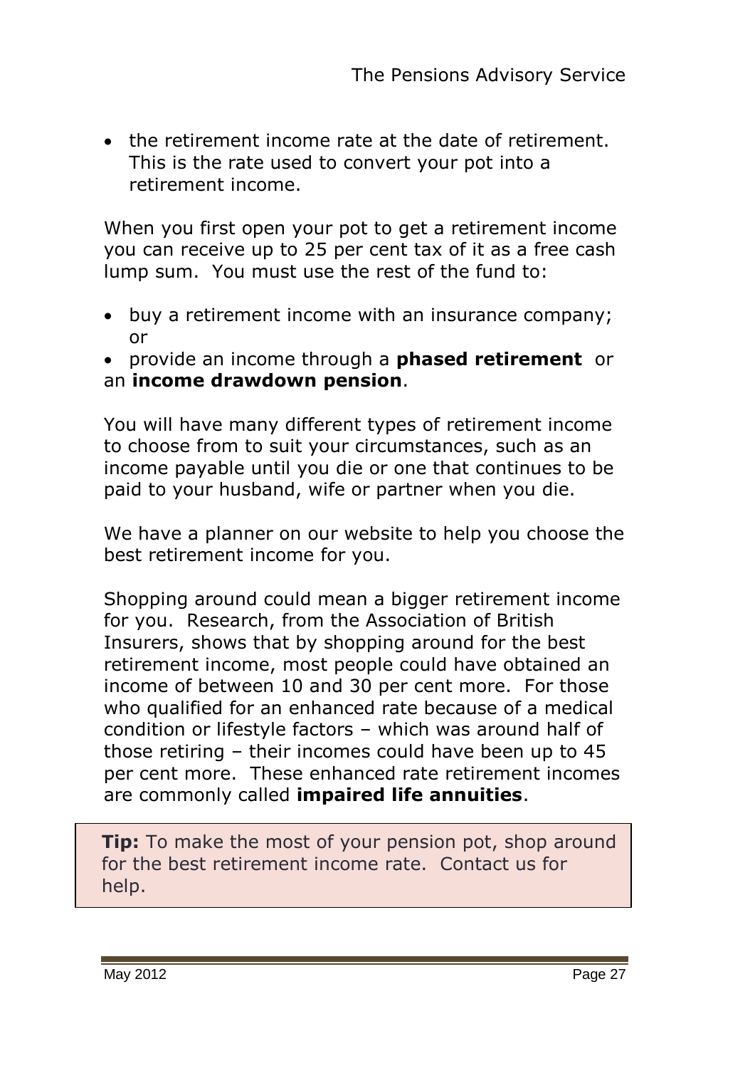- the retirement income rate at the date of retirement. This is the rate used to convert your pot into a retirement income.

When you first open your pot to get a retirement income you can receive up to 25 per cent tax of it as a free cash lump sum. You must use the rest of the fund to:

- buy a retirement income with an insurance company; or
- provide an income through a **phased retirement** or an **income drawdown pension**.

You will have many different types of retirement income to choose from to suit your circumstances, such as an income payable until you die or one that continues to be paid to your husband, wife or partner when you die.

We have a planner on our website to help you choose the best retirement income for you.

Shopping around could mean a bigger retirement income for you. Research, from the Association of British Insurers, shows that by shopping around for the best retirement income, most people could have obtained an income of between 10 and 30 per cent more. For those who qualified for an enhanced rate because of a medical condition or lifestyle factors – which was around half of those retiring – their incomes could have been up to 45 per cent more. These enhanced rate retirement incomes are commonly called **impaired life annuities**.

> **Tip:** To make the most of your pension pot, shop around for the best retirement income rate. Contact us for help.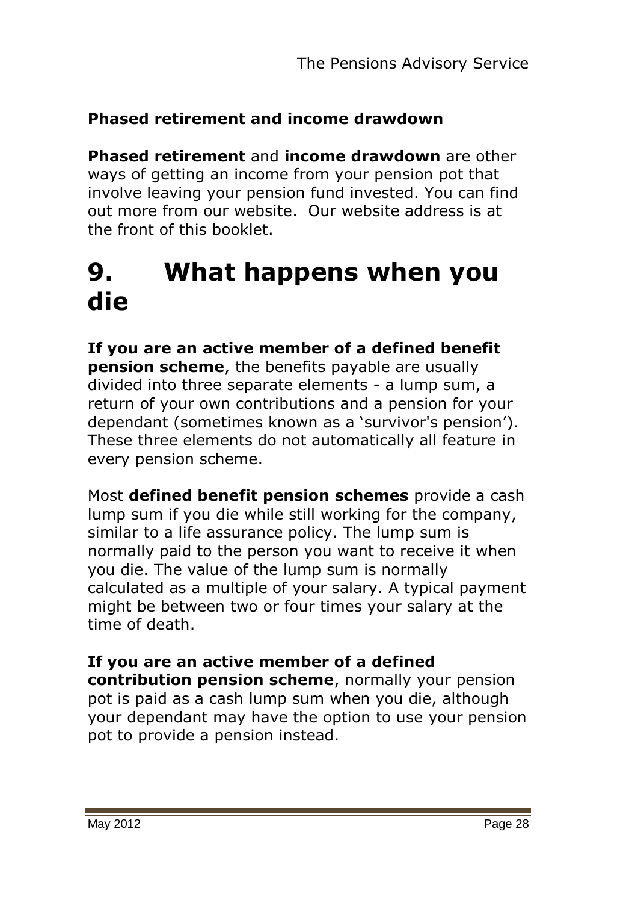### Phased retirement and income drawdown

**Phased retirement** and **income drawdown** are other ways of getting an income from your pension pot that involve leaving your pension fund invested. You can find out more from our website. Our website address is at the front of this booklet.

# 9. What happens when you die

**If you are an active member of a defined benefit pension scheme**, the benefits payable are usually divided into three separate elements - a lump sum, a return of your own contributions and a pension for your dependant (sometimes known as a 'survivor's pension'). These three elements do not automatically all feature in every pension scheme.

Most **defined benefit pension schemes** provide a cash lump sum if you die while still working for the company, similar to a life assurance policy. The lump sum is normally paid to the person you want to receive it when you die. The value of the lump sum is normally calculated as a multiple of your salary. A typical payment might be between two or four times your salary at the time of death.

**If you are an active member of a defined contribution pension scheme**, normally your pension pot is paid as a cash lump sum when you die, although your dependant may have the option to use your pension pot to provide a pension instead.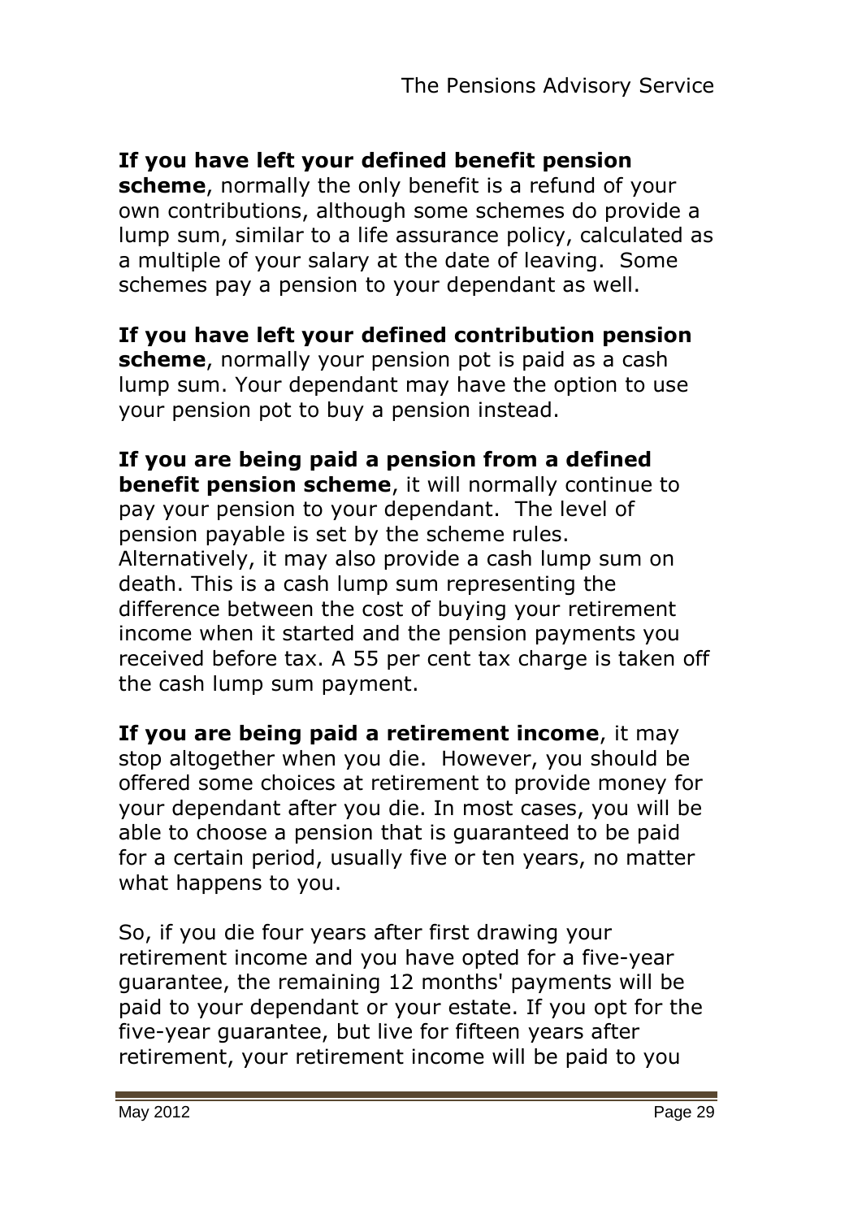**If you have left your defined benefit pension scheme**, normally the only benefit is a refund of your own contributions, although some schemes do provide a lump sum, similar to a life assurance policy, calculated as a multiple of your salary at the date of leaving. Some schemes pay a pension to your dependant as well.

**If you have left your defined contribution pension scheme**, normally your pension pot is paid as a cash lump sum. Your dependant may have the option to use your pension pot to buy a pension instead.

**If you are being paid a pension from a defined benefit pension scheme**, it will normally continue to pay your pension to your dependant. The level of pension payable is set by the scheme rules. Alternatively, it may also provide a cash lump sum on death. This is a cash lump sum representing the difference between the cost of buying your retirement income when it started and the pension payments you received before tax. A 55 per cent tax charge is taken off the cash lump sum payment.

**If you are being paid a retirement income**, it may stop altogether when you die. However, you should be offered some choices at retirement to provide money for your dependant after you die. In most cases, you will be able to choose a pension that is guaranteed to be paid for a certain period, usually five or ten years, no matter what happens to you.

So, if you die four years after first drawing your retirement income and you have opted for a five-year guarantee, the remaining 12 months' payments will be paid to your dependant or your estate. If you opt for the five-year guarantee, but live for fifteen years after retirement, your retirement income will be paid to you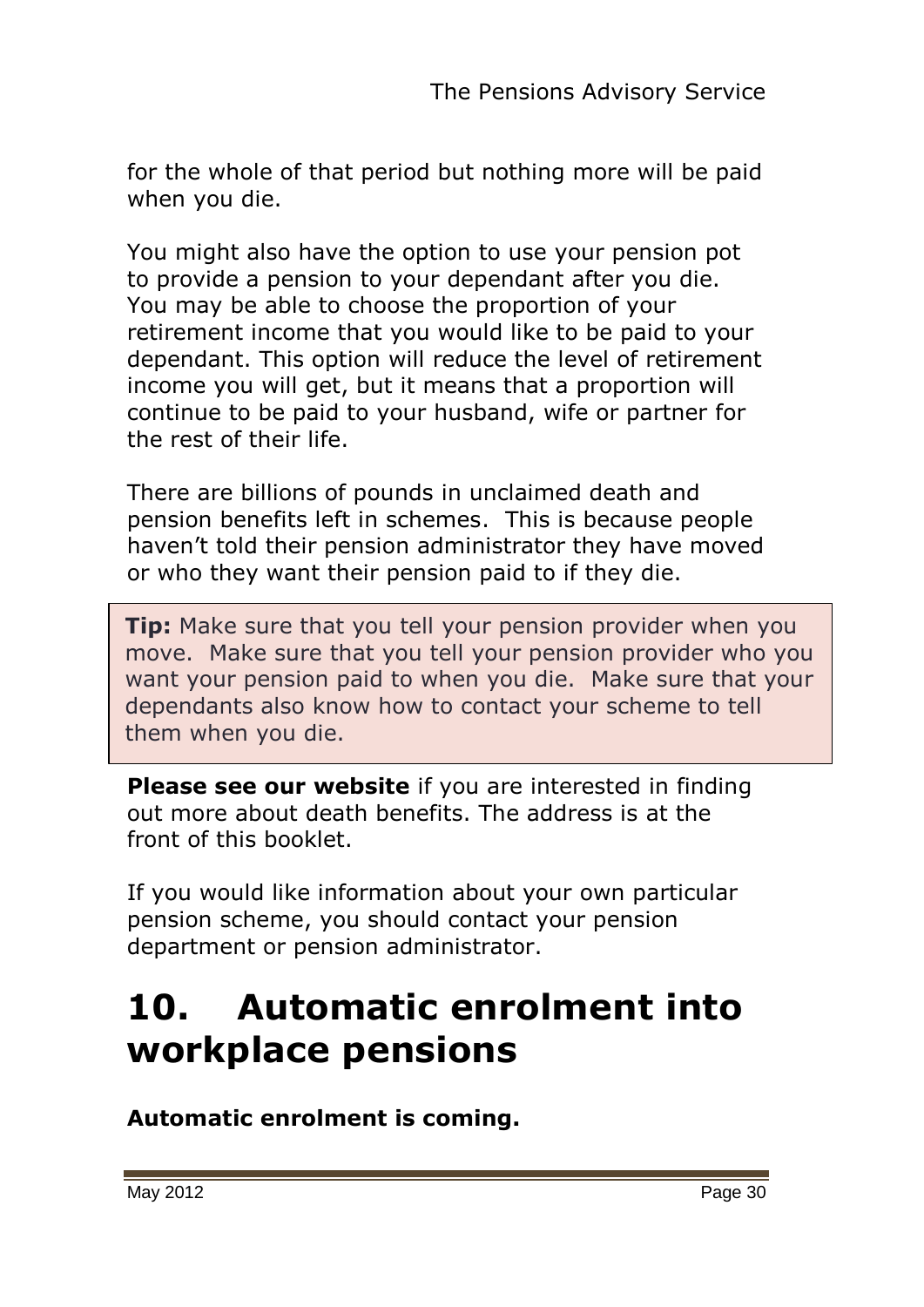for the whole of that period but nothing more will be paid when you die.

You might also have the option to use your pension pot to provide a pension to your dependant after you die. You may be able to choose the proportion of your retirement income that you would like to be paid to your dependant. This option will reduce the level of retirement income you will get, but it means that a proportion will continue to be paid to your husband, wife or partner for the rest of their life.

There are billions of pounds in unclaimed death and pension benefits left in schemes. This is because people haven't told their pension administrator they have moved or who they want their pension paid to if they die.

> **Tip:** Make sure that you tell your pension provider when you move. Make sure that you tell your pension provider who you want your pension paid to when you die. Make sure that your dependants also know how to contact your scheme to tell them when you die.

**Please see our website** if you are interested in finding out more about death benefits. The address is at the front of this booklet.

If you would like information about your own particular pension scheme, you should contact your pension department or pension administrator.

# 10. Automatic enrolment into workplace pensions

**Automatic enrolment is coming.**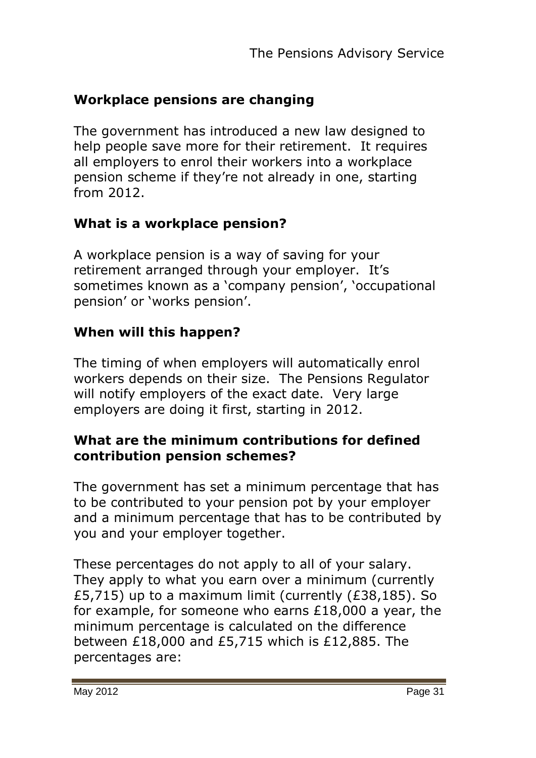## Workplace pensions are changing

The government has introduced a new law designed to help people save more for their retirement. It requires all employers to enrol their workers into a workplace pension scheme if they're not already in one, starting from 2012.

## What is a workplace pension?

A workplace pension is a way of saving for your retirement arranged through your employer. It's sometimes known as a 'company pension', 'occupational pension' or 'works pension'.

## When will this happen?

The timing of when employers will automatically enrol workers depends on their size. The Pensions Regulator will notify employers of the exact date. Very large employers are doing it first, starting in 2012.

## What are the minimum contributions for defined contribution pension schemes?

The government has set a minimum percentage that has to be contributed to your pension pot by your employer and a minimum percentage that has to be contributed by you and your employer together.

These percentages do not apply to all of your salary. They apply to what you earn over a minimum (currently £5,715) up to a maximum limit (currently (£38,185). So for example, for someone who earns £18,000 a year, the minimum percentage is calculated on the difference between £18,000 and £5,715 which is £12,885. The percentages are: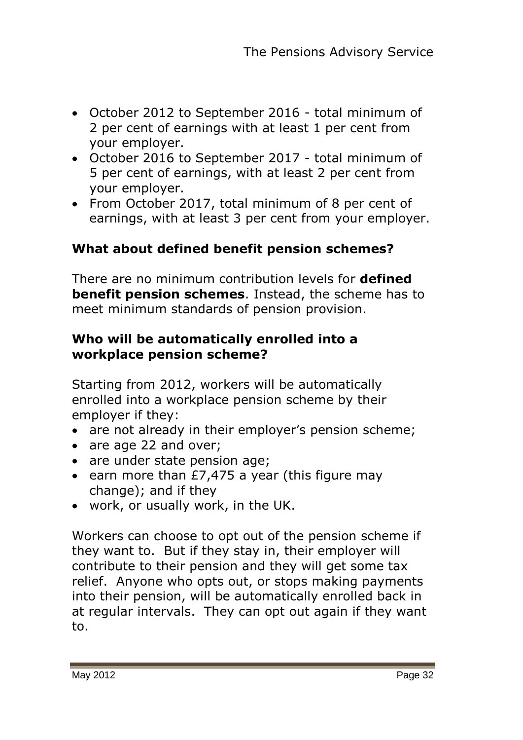- October 2012 to September 2016 - total minimum of 2 per cent of earnings with at least 1 per cent from your employer.
- October 2016 to September 2017 - total minimum of 5 per cent of earnings, with at least 2 per cent from your employer.
- From October 2017, total minimum of 8 per cent of earnings, with at least 3 per cent from your employer.

### What about defined benefit pension schemes?

There are no minimum contribution levels for **defined benefit pension schemes**. Instead, the scheme has to meet minimum standards of pension provision.

### Who will be automatically enrolled into a workplace pension scheme?

Starting from 2012, workers will be automatically enrolled into a workplace pension scheme by their employer if they:

- are not already in their employer's pension scheme;
- are age 22 and over;
- are under state pension age;
- earn more than £7,475 a year (this figure may change); and if they
- work, or usually work, in the UK.

Workers can choose to opt out of the pension scheme if they want to. But if they stay in, their employer will contribute to their pension and they will get some tax relief. Anyone who opts out, or stops making payments into their pension, will be automatically enrolled back in at regular intervals. They can opt out again if they want to.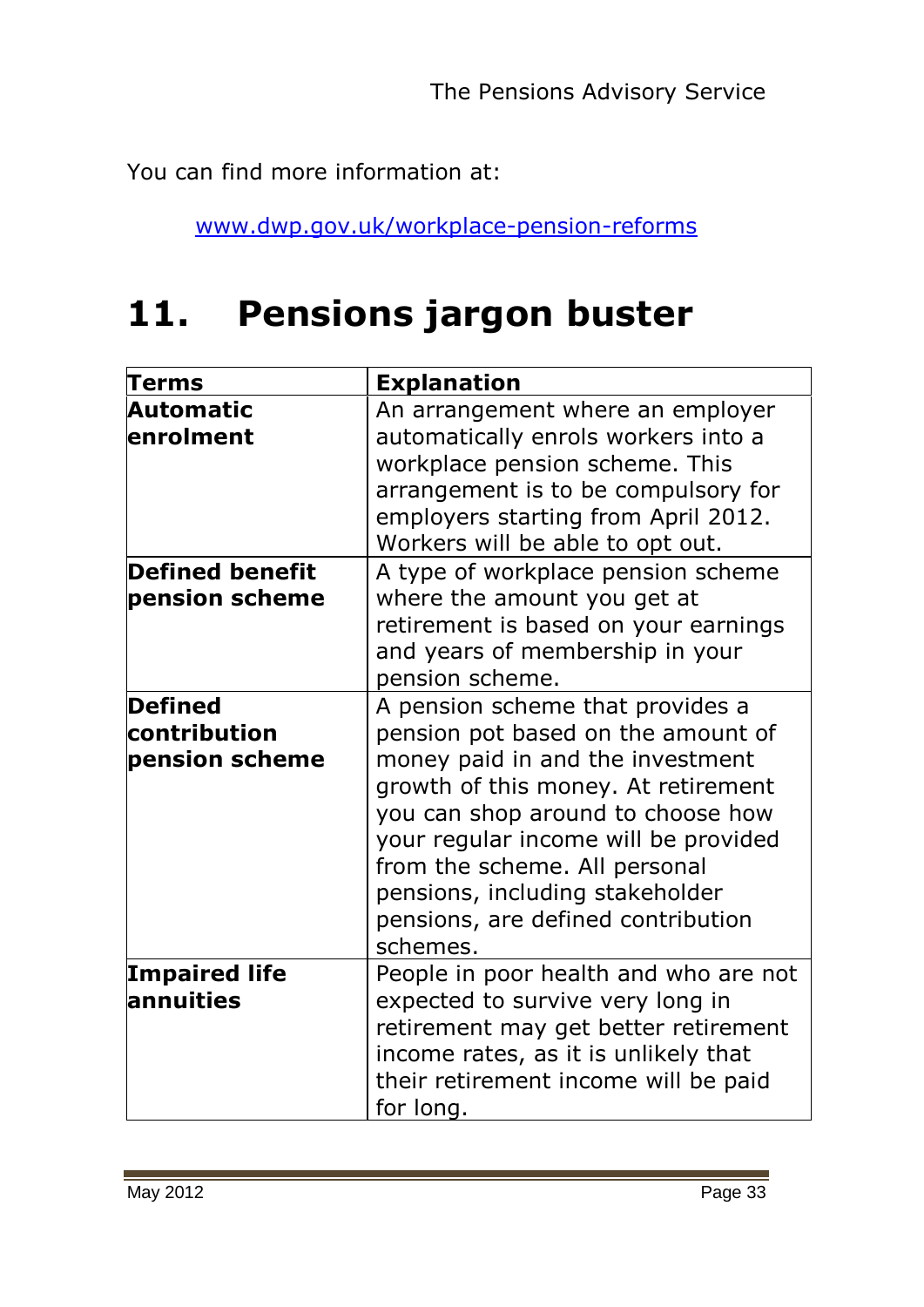You can find more information at:

www.dwp.gov.uk/workplace-pension-reforms

# 11. Pensions jargon buster

| **Terms** | **Explanation** |
|---|---|
| **Automatic enrolment** | An arrangement where an employer automatically enrols workers into a workplace pension scheme. This arrangement is to be compulsory for employers starting from April 2012. Workers will be able to opt out. |
| **Defined benefit pension scheme** | A type of workplace pension scheme where the amount you get at retirement is based on your earnings and years of membership in your pension scheme. |
| **Defined contribution pension scheme** | A pension scheme that provides a pension pot based on the amount of money paid in and the investment growth of this money. At retirement you can shop around to choose how your regular income will be provided from the scheme. All personal pensions, including stakeholder pensions, are defined contribution schemes. |
| **Impaired life annuities** | People in poor health and who are not expected to survive very long in retirement may get better retirement income rates, as it is unlikely that their retirement income will be paid for long. |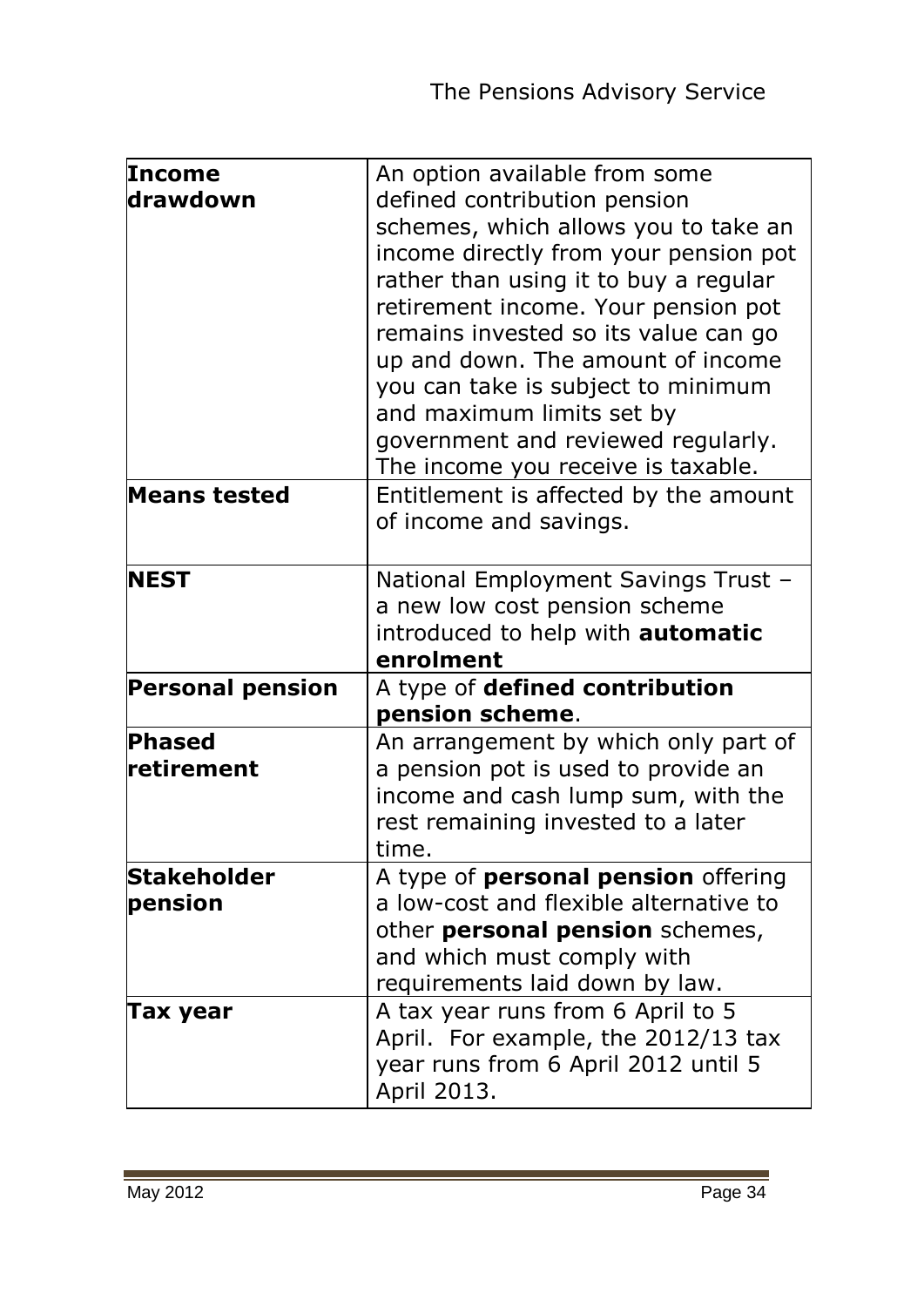| | |
|---|---|
| **Income drawdown** | An option available from some defined contribution pension schemes, which allows you to take an income directly from your pension pot rather than using it to buy a regular retirement income. Your pension pot remains invested so its value can go up and down. The amount of income you can take is subject to minimum and maximum limits set by government and reviewed regularly. The income you receive is taxable. |
| **Means tested** | Entitlement is affected by the amount of income and savings. |
| **NEST** | National Employment Savings Trust – a new low cost pension scheme introduced to help with **automatic enrolment** |
| **Personal pension** | A type of **defined contribution pension scheme**. |
| **Phased retirement** | An arrangement by which only part of a pension pot is used to provide an income and cash lump sum, with the rest remaining invested to a later time. |
| **Stakeholder pension** | A type of **personal pension** offering a low-cost and flexible alternative to other **personal pension** schemes, and which must comply with requirements laid down by law. |
| **Tax year** | A tax year runs from 6 April to 5 April. For example, the 2012/13 tax year runs from 6 April 2012 until 5 April 2013. |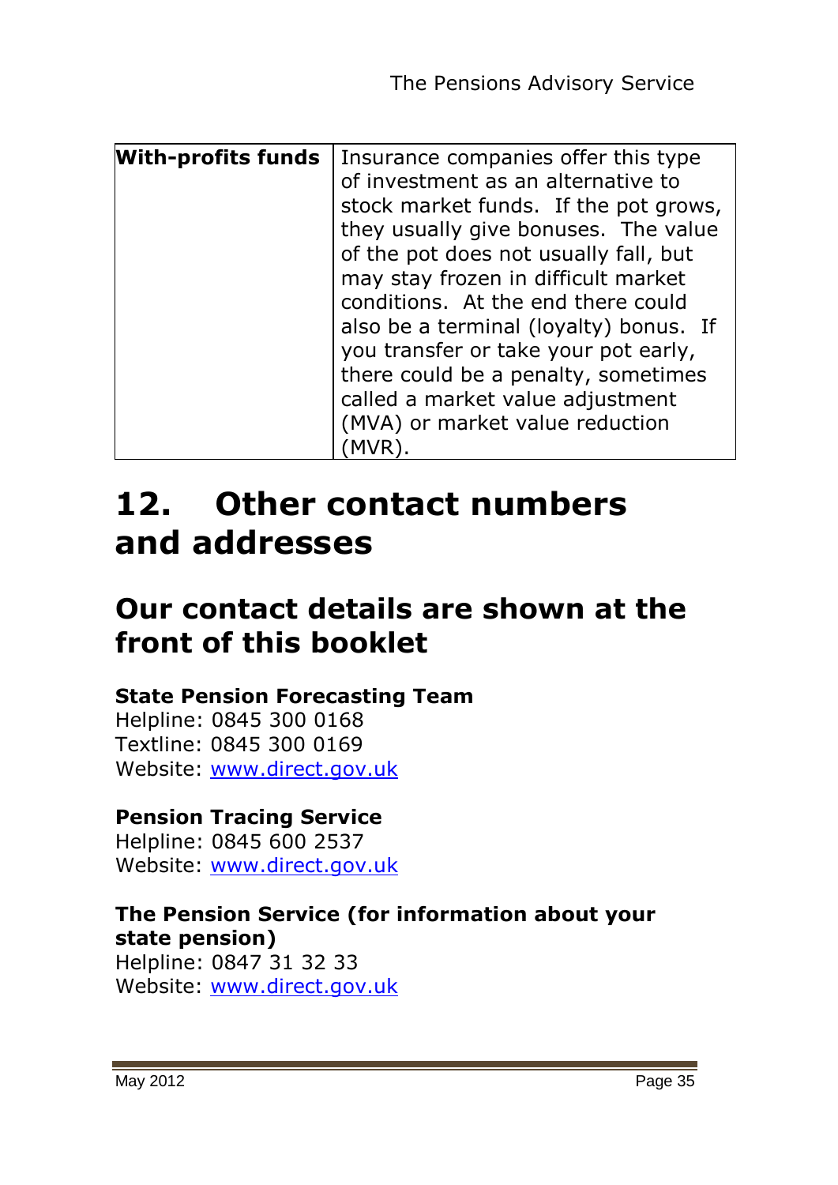| **With-profits funds** | Insurance companies offer this type of investment as an alternative to stock market funds. If the pot grows, they usually give bonuses. The value of the pot does not usually fall, but may stay frozen in difficult market conditions. At the end there could also be a terminal (loyalty) bonus. If you transfer or take your pot early, there could be a penalty, sometimes called a market value adjustment (MVA) or market value reduction (MVR). |
|---|---|

# 12. Other contact numbers and addresses

## Our contact details are shown at the front of this booklet

**State Pension Forecasting Team**
Helpline: 0845 300 0168
Textline: 0845 300 0169
Website: www.direct.gov.uk

**Pension Tracing Service**
Helpline: 0845 600 2537
Website: www.direct.gov.uk

**The Pension Service (for information about your state pension)**
Helpline: 0847 31 32 33
Website: www.direct.gov.uk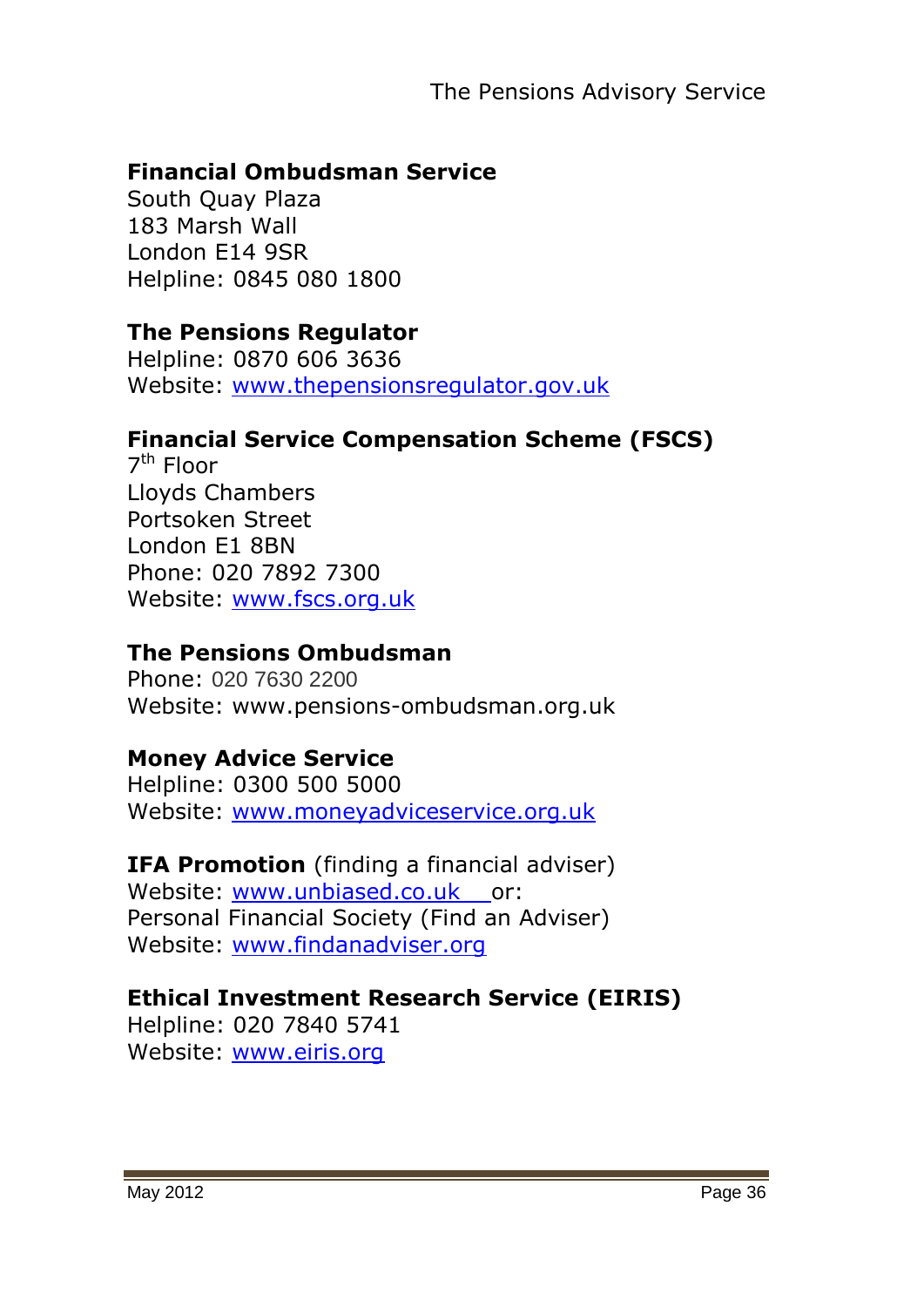**Financial Ombudsman Service**
South Quay Plaza
183 Marsh Wall
London E14 9SR
Helpline: 0845 080 1800

**The Pensions Regulator**
Helpline: 0870 606 3636
Website: www.thepensionsregulator.gov.uk

**Financial Service Compensation Scheme (FSCS)**
7th Floor
Lloyds Chambers
Portsoken Street
London E1 8BN
Phone: 020 7892 7300
Website: www.fscs.org.uk

**The Pensions Ombudsman**
Phone: 020 7630 2200
Website: www.pensions-ombudsman.org.uk

**Money Advice Service**
Helpline: 0300 500 5000
Website: www.moneyadviceservice.org.uk

**IFA Promotion** (finding a financial adviser)
Website: www.unbiased.co.uk or:
Personal Financial Society (Find an Adviser)
Website: www.findanadviser.org

**Ethical Investment Research Service (EIRIS)**
Helpline: 020 7840 5741
Website: www.eiris.org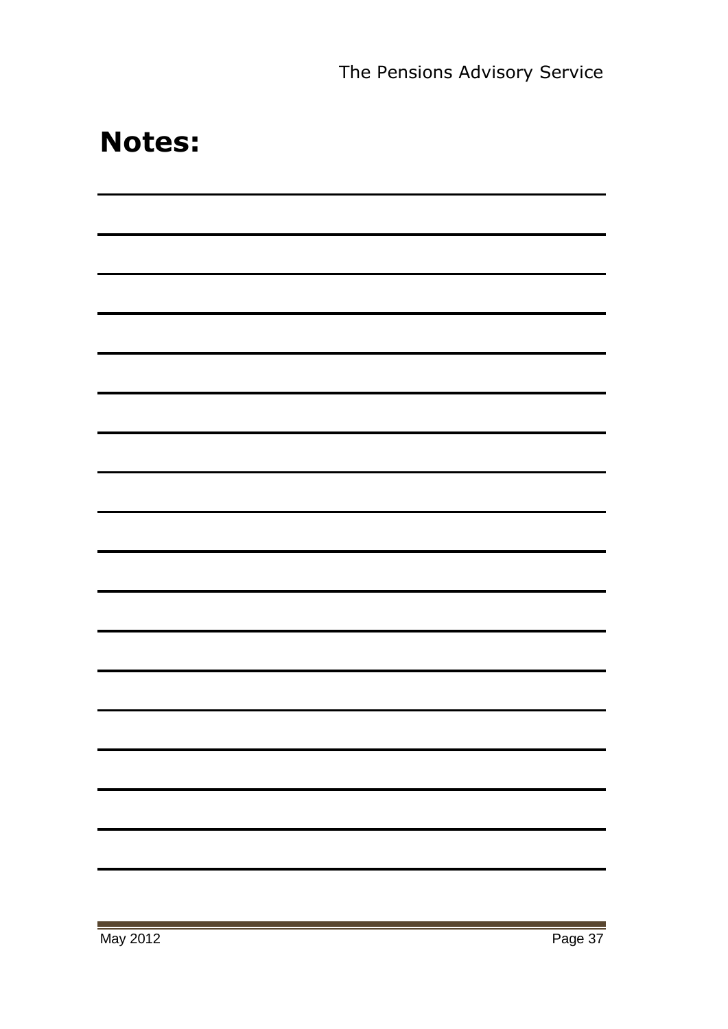# Notes: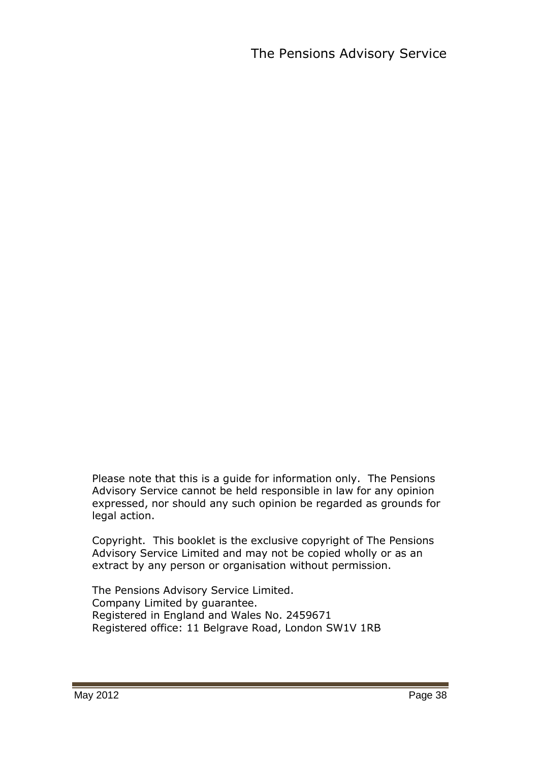Please note that this is a guide for information only. The Pensions Advisory Service cannot be held responsible in law for any opinion expressed, nor should any such opinion be regarded as grounds for legal action.

Copyright. This booklet is the exclusive copyright of The Pensions Advisory Service Limited and may not be copied wholly or as an extract by any person or organisation without permission.

The Pensions Advisory Service Limited.
Company Limited by guarantee.
Registered in England and Wales No. 2459671
Registered office: 11 Belgrave Road, London SW1V 1RB